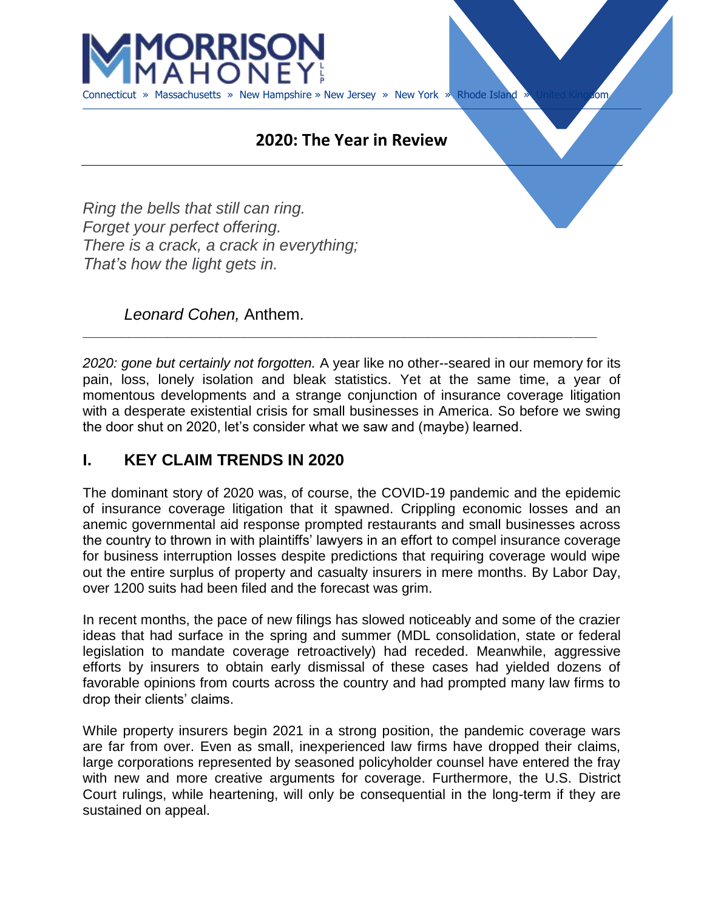MORRISON MAHONEY LLP

Connecticut » Massachusetts » New Hampshire » New Jersey » New York » Rhode Island » United Kingdom

## 2020: The Year in Review

*Ring the bells that still can ring.*
*Forget your perfect offering.*
*There is a crack, a crack in everything;*
*That's how the light gets in.*

*Leonard Cohen,* Anthem.

*2020: gone but certainly not forgotten.* A year like no other--seared in our memory for its pain, loss, lonely isolation and bleak statistics. Yet at the same time, a year of momentous developments and a strange conjunction of insurance coverage litigation with a desperate existential crisis for small businesses in America. So before we swing the door shut on 2020, let's consider what we saw and (maybe) learned.

## I. KEY CLAIM TRENDS IN 2020

The dominant story of 2020 was, of course, the COVID-19 pandemic and the epidemic of insurance coverage litigation that it spawned. Crippling economic losses and an anemic governmental aid response prompted restaurants and small businesses across the country to thrown in with plaintiffs' lawyers in an effort to compel insurance coverage for business interruption losses despite predictions that requiring coverage would wipe out the entire surplus of property and casualty insurers in mere months. By Labor Day, over 1200 suits had been filed and the forecast was grim.

In recent months, the pace of new filings has slowed noticeably and some of the crazier ideas that had surface in the spring and summer (MDL consolidation, state or federal legislation to mandate coverage retroactively) had receded. Meanwhile, aggressive efforts by insurers to obtain early dismissal of these cases had yielded dozens of favorable opinions from courts across the country and had prompted many law firms to drop their clients' claims.

While property insurers begin 2021 in a strong position, the pandemic coverage wars are far from over. Even as small, inexperienced law firms have dropped their claims, large corporations represented by seasoned policyholder counsel have entered the fray with new and more creative arguments for coverage. Furthermore, the U.S. District Court rulings, while heartening, will only be consequential in the long-term if they are sustained on appeal.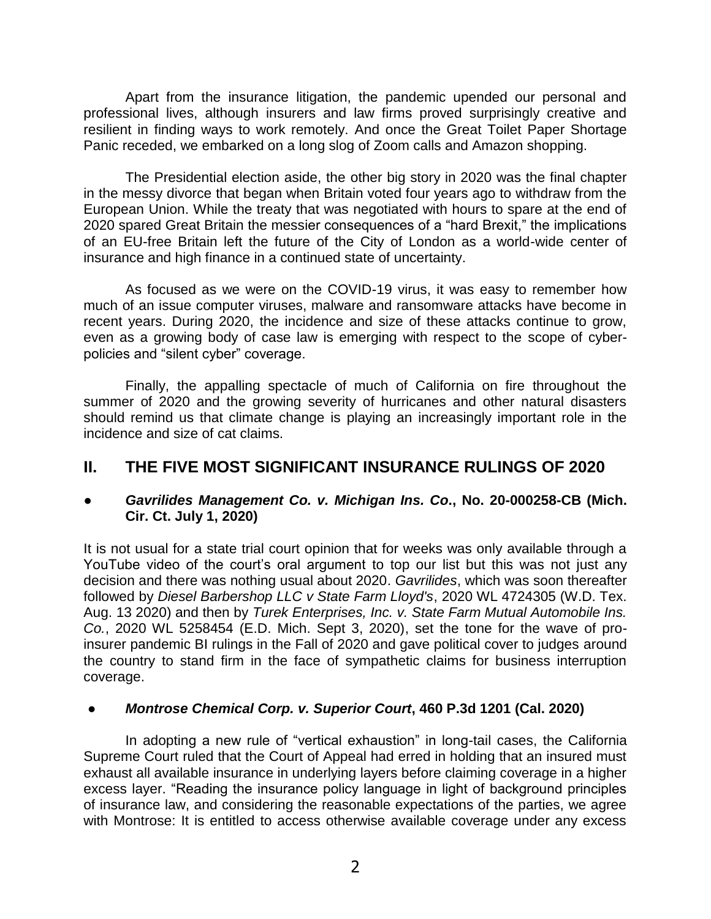Apart from the insurance litigation, the pandemic upended our personal and professional lives, although insurers and law firms proved surprisingly creative and resilient in finding ways to work remotely. And once the Great Toilet Paper Shortage Panic receded, we embarked on a long slog of Zoom calls and Amazon shopping.

The Presidential election aside, the other big story in 2020 was the final chapter in the messy divorce that began when Britain voted four years ago to withdraw from the European Union. While the treaty that was negotiated with hours to spare at the end of 2020 spared Great Britain the messier consequences of a "hard Brexit," the implications of an EU-free Britain left the future of the City of London as a world-wide center of insurance and high finance in a continued state of uncertainty.

As focused as we were on the COVID-19 virus, it was easy to remember how much of an issue computer viruses, malware and ransomware attacks have become in recent years. During 2020, the incidence and size of these attacks continue to grow, even as a growing body of case law is emerging with respect to the scope of cyber-policies and "silent cyber" coverage.

Finally, the appalling spectacle of much of California on fire throughout the summer of 2020 and the growing severity of hurricanes and other natural disasters should remind us that climate change is playing an increasingly important role in the incidence and size of cat claims.

## II. THE FIVE MOST SIGNIFICANT INSURANCE RULINGS OF 2020

- ***Gavrilides Management Co. v. Michigan Ins. Co*., No. 20-000258-CB (Mich. Cir. Ct. July 1, 2020)**

It is not usual for a state trial court opinion that for weeks was only available through a YouTube video of the court's oral argument to top our list but this was not just any decision and there was nothing usual about 2020. *Gavrilides*, which was soon thereafter followed by *Diesel Barbershop LLC v State Farm Lloyd's*, 2020 WL 4724305 (W.D. Tex. Aug. 13 2020) and then by *Turek Enterprises, Inc. v. State Farm Mutual Automobile Ins. Co.*, 2020 WL 5258454 (E.D. Mich. Sept 3, 2020), set the tone for the wave of pro-insurer pandemic BI rulings in the Fall of 2020 and gave political cover to judges around the country to stand firm in the face of sympathetic claims for business interruption coverage.

- ***Montrose Chemical Corp. v. Superior Court*, 460 P.3d 1201 (Cal. 2020)**

In adopting a new rule of "vertical exhaustion" in long-tail cases, the California Supreme Court ruled that the Court of Appeal had erred in holding that an insured must exhaust all available insurance in underlying layers before claiming coverage in a higher excess layer. "Reading the insurance policy language in light of background principles of insurance law, and considering the reasonable expectations of the parties, we agree with Montrose: It is entitled to access otherwise available coverage under any excess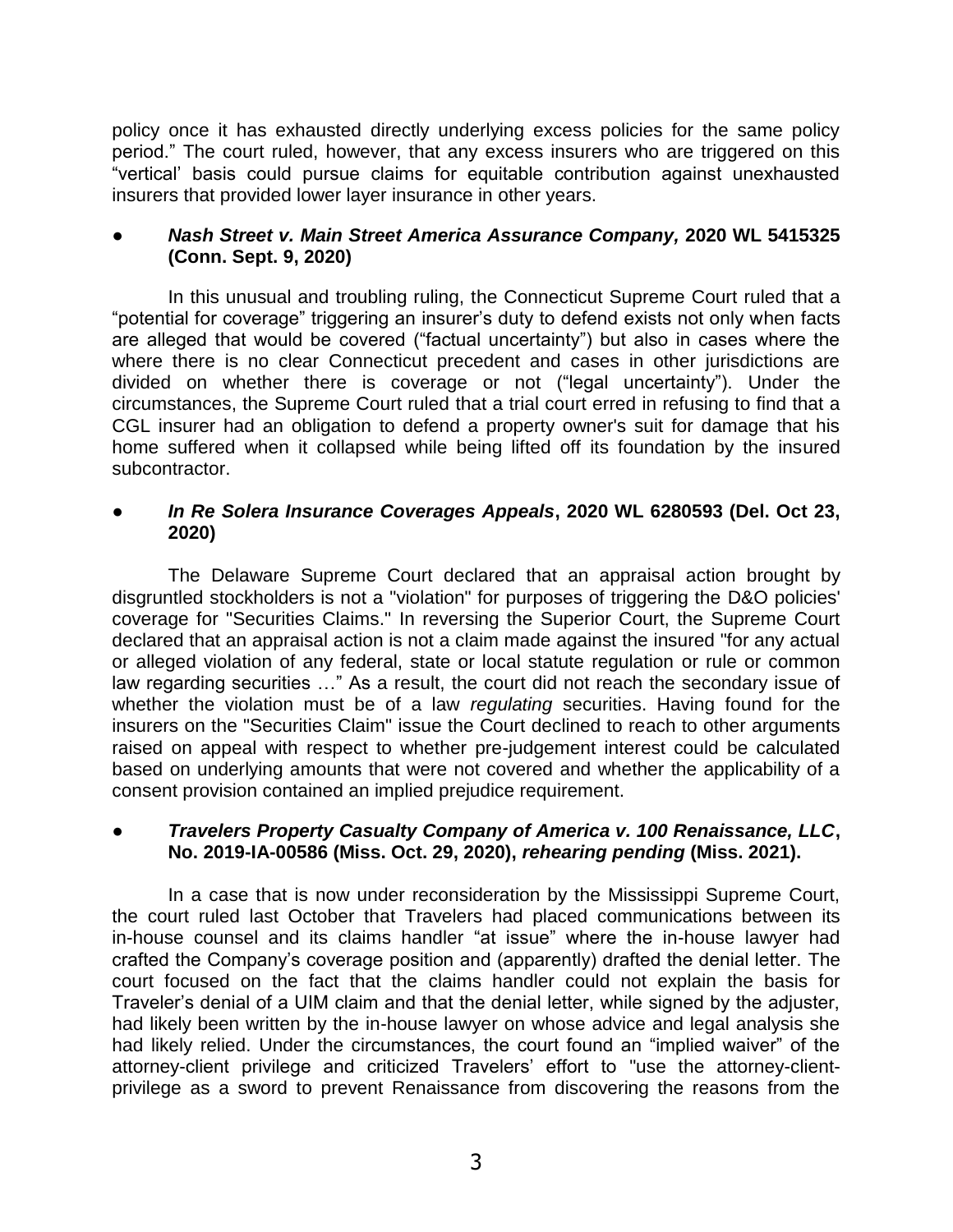policy once it has exhausted directly underlying excess policies for the same policy period." The court ruled, however, that any excess insurers who are triggered on this "vertical' basis could pursue claims for equitable contribution against unexhausted insurers that provided lower layer insurance in other years.

- ***Nash Street v. Main Street America Assurance Company,* 2020 WL 5415325 (Conn. Sept. 9, 2020)**

In this unusual and troubling ruling, the Connecticut Supreme Court ruled that a "potential for coverage" triggering an insurer's duty to defend exists not only when facts are alleged that would be covered ("factual uncertainty") but also in cases where the where there is no clear Connecticut precedent and cases in other jurisdictions are divided on whether there is coverage or not ("legal uncertainty"). Under the circumstances, the Supreme Court ruled that a trial court erred in refusing to find that a CGL insurer had an obligation to defend a property owner's suit for damage that his home suffered when it collapsed while being lifted off its foundation by the insured subcontractor.

- ***In Re Solera Insurance Coverages Appeals*, 2020 WL 6280593 (Del. Oct 23, 2020)**

The Delaware Supreme Court declared that an appraisal action brought by disgruntled stockholders is not a "violation" for purposes of triggering the D&O policies' coverage for "Securities Claims." In reversing the Superior Court, the Supreme Court declared that an appraisal action is not a claim made against the insured "for any actual or alleged violation of any federal, state or local statute regulation or rule or common law regarding securities …" As a result, the court did not reach the secondary issue of whether the violation must be of a law *regulating* securities. Having found for the insurers on the "Securities Claim" issue the Court declined to reach to other arguments raised on appeal with respect to whether pre-judgement interest could be calculated based on underlying amounts that were not covered and whether the applicability of a consent provision contained an implied prejudice requirement.

- ***Travelers Property Casualty Company of America v. 100 Renaissance, LLC*, No. 2019-IA-00586 (Miss. Oct. 29, 2020), *rehearing pending* (Miss. 2021).**

In a case that is now under reconsideration by the Mississippi Supreme Court, the court ruled last October that Travelers had placed communications between its in-house counsel and its claims handler "at issue" where the in-house lawyer had crafted the Company's coverage position and (apparently) drafted the denial letter. The court focused on the fact that the claims handler could not explain the basis for Traveler's denial of a UIM claim and that the denial letter, while signed by the adjuster, had likely been written by the in-house lawyer on whose advice and legal analysis she had likely relied. Under the circumstances, the court found an "implied waiver" of the attorney-client privilege and criticized Travelers' effort to "use the attorney-client-privilege as a sword to prevent Renaissance from discovering the reasons from the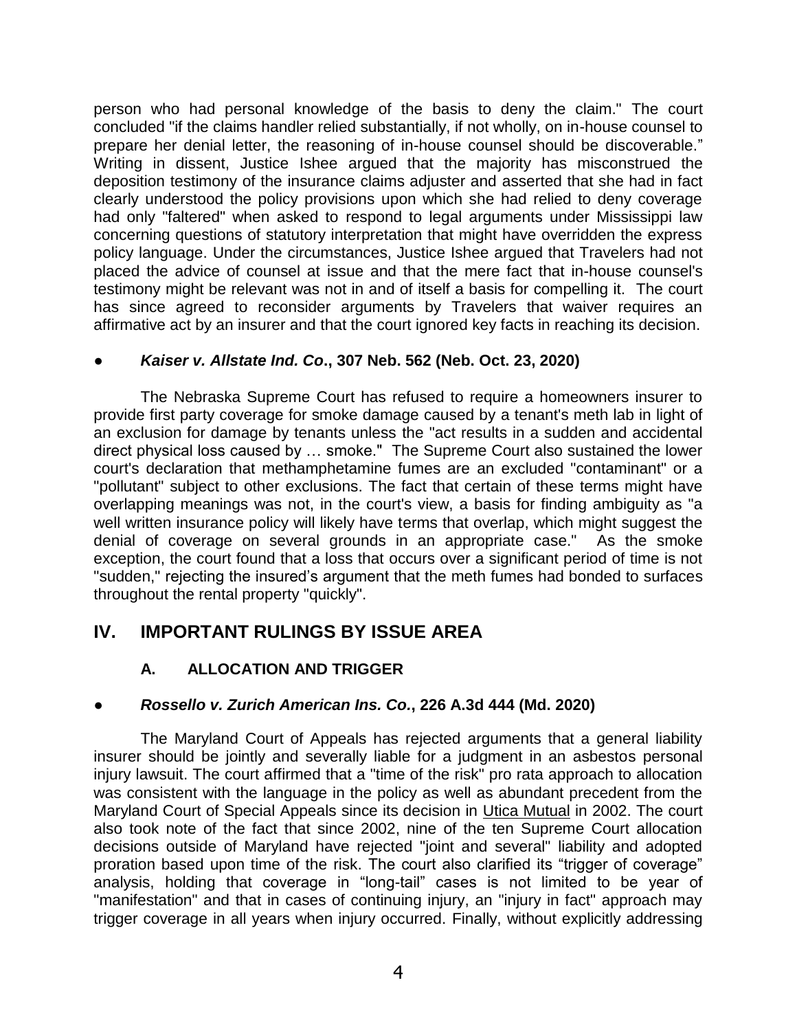person who had personal knowledge of the basis to deny the claim." The court concluded "if the claims handler relied substantially, if not wholly, on in-house counsel to prepare her denial letter, the reasoning of in-house counsel should be discoverable." Writing in dissent, Justice Ishee argued that the majority has misconstrued the deposition testimony of the insurance claims adjuster and asserted that she had in fact clearly understood the policy provisions upon which she had relied to deny coverage had only "faltered" when asked to respond to legal arguments under Mississippi law concerning questions of statutory interpretation that might have overridden the express policy language. Under the circumstances, Justice Ishee argued that Travelers had not placed the advice of counsel at issue and that the mere fact that in-house counsel's testimony might be relevant was not in and of itself a basis for compelling it. The court has since agreed to reconsider arguments by Travelers that waiver requires an affirmative act by an insurer and that the court ignored key facts in reaching its decision.

- ***Kaiser v. Allstate Ind. Co*****., 307 Neb. 562 (Neb. Oct. 23, 2020)**

The Nebraska Supreme Court has refused to require a homeowners insurer to provide first party coverage for smoke damage caused by a tenant's meth lab in light of an exclusion for damage by tenants unless the "act results in a sudden and accidental direct physical loss caused by … smoke." The Supreme Court also sustained the lower court's declaration that methamphetamine fumes are an excluded "contaminant" or a "pollutant" subject to other exclusions. The fact that certain of these terms might have overlapping meanings was not, in the court's view, a basis for finding ambiguity as "a well written insurance policy will likely have terms that overlap, which might suggest the denial of coverage on several grounds in an appropriate case." As the smoke exception, the court found that a loss that occurs over a significant period of time is not "sudden," rejecting the insured's argument that the meth fumes had bonded to surfaces throughout the rental property "quickly".

## IV. IMPORTANT RULINGS BY ISSUE AREA

### A. ALLOCATION AND TRIGGER

- ***Rossello v. Zurich American Ins. Co*****., 226 A.3d 444 (Md. 2020)**

The Maryland Court of Appeals has rejected arguments that a general liability insurer should be jointly and severally liable for a judgment in an asbestos personal injury lawsuit. The court affirmed that a "time of the risk" pro rata approach to allocation was consistent with the language in the policy as well as abundant precedent from the Maryland Court of Special Appeals since its decision in Utica Mutual in 2002. The court also took note of the fact that since 2002, nine of the ten Supreme Court allocation decisions outside of Maryland have rejected "joint and several" liability and adopted proration based upon time of the risk. The court also clarified its "trigger of coverage" analysis, holding that coverage in "long-tail" cases is not limited to be year of "manifestation" and that in cases of continuing injury, an "injury in fact" approach may trigger coverage in all years when injury occurred. Finally, without explicitly addressing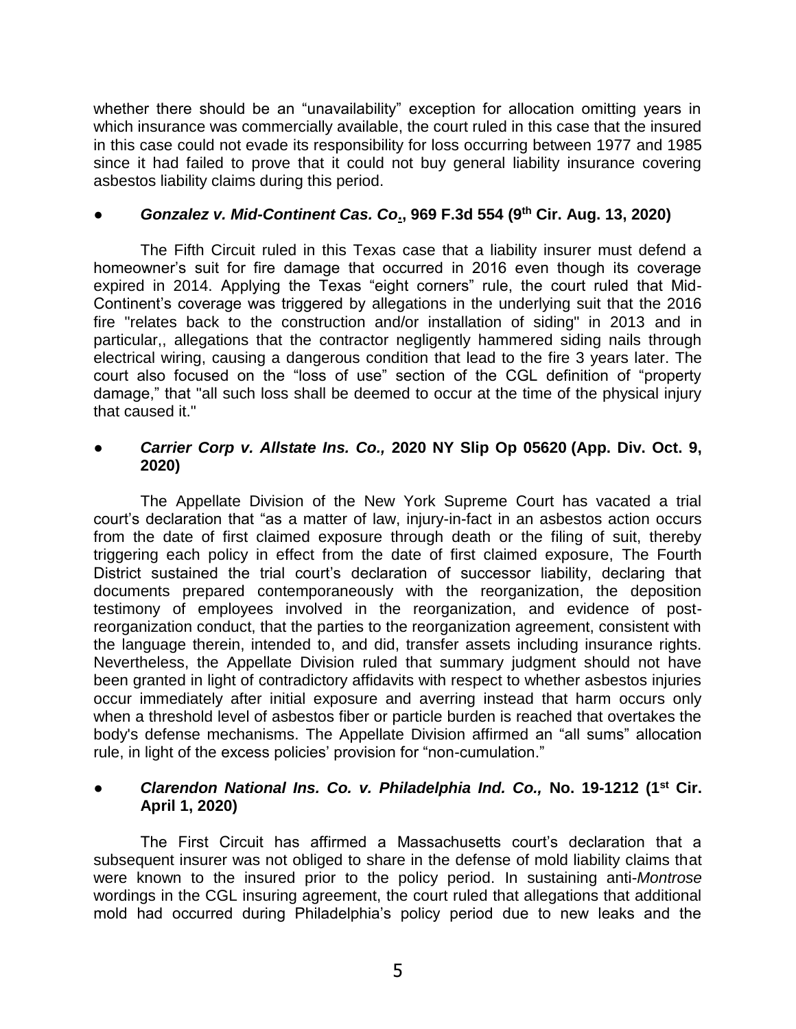whether there should be an "unavailability" exception for allocation omitting years in which insurance was commercially available, the court ruled in this case that the insured in this case could not evade its responsibility for loss occurring between 1977 and 1985 since it had failed to prove that it could not buy general liability insurance covering asbestos liability claims during this period.

- ***Gonzalez v. Mid-Continent Cas. Co*.**, **969 F.3d 554 (9th Cir. Aug. 13, 2020)**

The Fifth Circuit ruled in this Texas case that a liability insurer must defend a homeowner's suit for fire damage that occurred in 2016 even though its coverage expired in 2014. Applying the Texas "eight corners" rule, the court ruled that Mid-Continent's coverage was triggered by allegations in the underlying suit that the 2016 fire "relates back to the construction and/or installation of siding" in 2013 and in particular,, allegations that the contractor negligently hammered siding nails through electrical wiring, causing a dangerous condition that lead to the fire 3 years later. The court also focused on the "loss of use" section of the CGL definition of "property damage," that "all such loss shall be deemed to occur at the time of the physical injury that caused it."

- ***Carrier Corp v. Allstate Ins. Co.,*** **2020 NY Slip Op 05620 (App. Div. Oct. 9, 2020)**

The Appellate Division of the New York Supreme Court has vacated a trial court's declaration that "as a matter of law, injury-in-fact in an asbestos action occurs from the date of first claimed exposure through death or the filing of suit, thereby triggering each policy in effect from the date of first claimed exposure, The Fourth District sustained the trial court's declaration of successor liability, declaring that documents prepared contemporaneously with the reorganization, the deposition testimony of employees involved in the reorganization, and evidence of post-reorganization conduct, that the parties to the reorganization agreement, consistent with the language therein, intended to, and did, transfer assets including insurance rights. Nevertheless, the Appellate Division ruled that summary judgment should not have been granted in light of contradictory affidavits with respect to whether asbestos injuries occur immediately after initial exposure and averring instead that harm occurs only when a threshold level of asbestos fiber or particle burden is reached that overtakes the body's defense mechanisms. The Appellate Division affirmed an "all sums" allocation rule, in light of the excess policies' provision for "non-cumulation."

- ***Clarendon National Ins. Co. v. Philadelphia Ind. Co.,*** **No. 19-1212 (1st Cir. April 1, 2020)**

The First Circuit has affirmed a Massachusetts court's declaration that a subsequent insurer was not obliged to share in the defense of mold liability claims that were known to the insured prior to the policy period. In sustaining anti-*Montrose* wordings in the CGL insuring agreement, the court ruled that allegations that additional mold had occurred during Philadelphia's policy period due to new leaks and the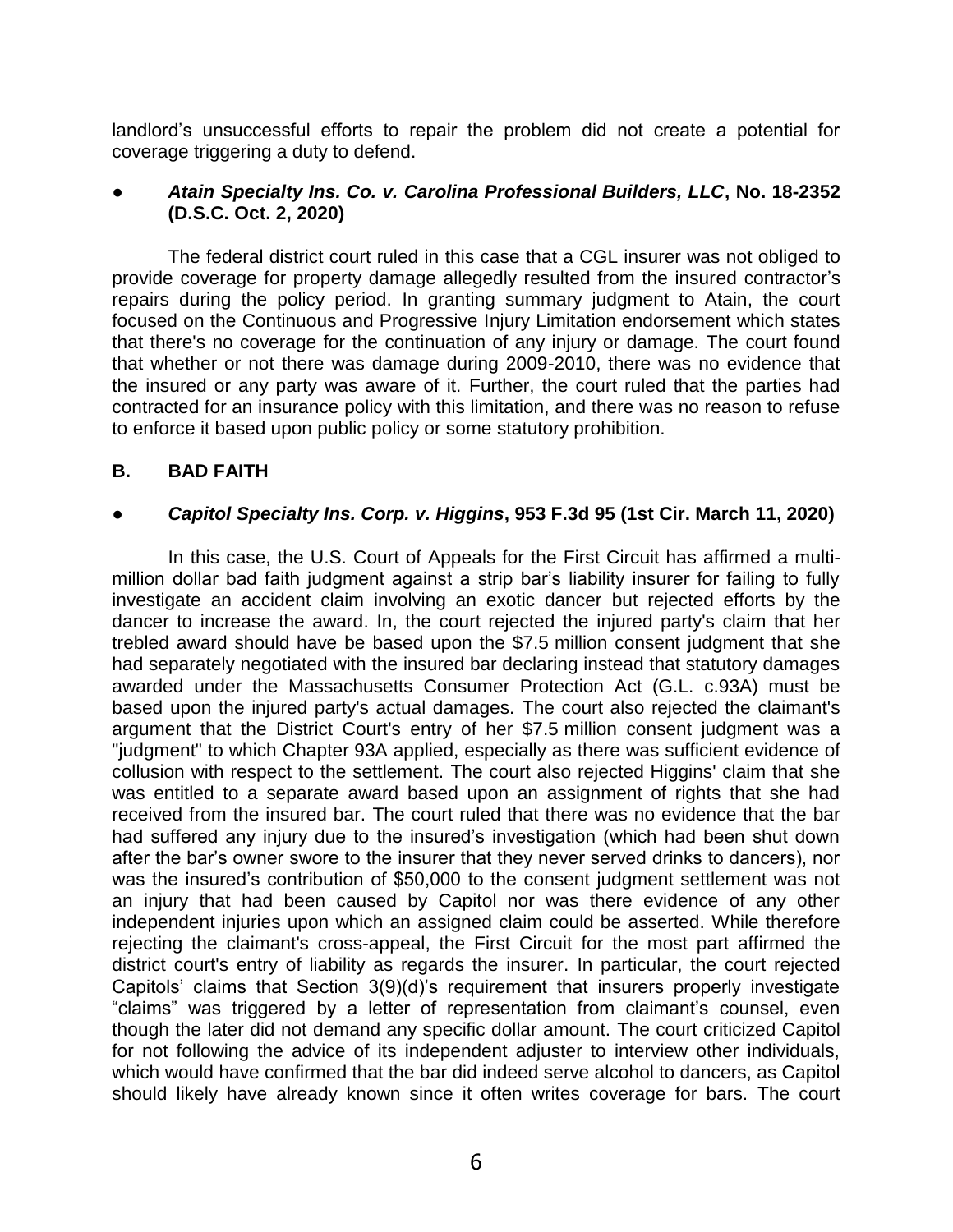landlord's unsuccessful efforts to repair the problem did not create a potential for coverage triggering a duty to defend.

- ***Atain Specialty Ins. Co. v. Carolina Professional Builders, LLC*, No. 18-2352 (D.S.C. Oct. 2, 2020)**

The federal district court ruled in this case that a CGL insurer was not obliged to provide coverage for property damage allegedly resulted from the insured contractor's repairs during the policy period. In granting summary judgment to Atain, the court focused on the Continuous and Progressive Injury Limitation endorsement which states that there's no coverage for the continuation of any injury or damage. The court found that whether or not there was damage during 2009-2010, there was no evidence that the insured or any party was aware of it. Further, the court ruled that the parties had contracted for an insurance policy with this limitation, and there was no reason to refuse to enforce it based upon public policy or some statutory prohibition.

## B. BAD FAITH

- ***Capitol Specialty Ins. Corp. v. Higgins*, 953 F.3d 95 (1st Cir. March 11, 2020)**

In this case, the U.S. Court of Appeals for the First Circuit has affirmed a multi-million dollar bad faith judgment against a strip bar's liability insurer for failing to fully investigate an accident claim involving an exotic dancer but rejected efforts by the dancer to increase the award. In, the court rejected the injured party's claim that her trebled award should have be based upon the $7.5 million consent judgment that she had separately negotiated with the insured bar declaring instead that statutory damages awarded under the Massachusetts Consumer Protection Act (G.L. c.93A) must be based upon the injured party's actual damages. The court also rejected the claimant's argument that the District Court's entry of her $7.5 million consent judgment was a "judgment" to which Chapter 93A applied, especially as there was sufficient evidence of collusion with respect to the settlement. The court also rejected Higgins' claim that she was entitled to a separate award based upon an assignment of rights that she had received from the insured bar. The court ruled that there was no evidence that the bar had suffered any injury due to the insured's investigation (which had been shut down after the bar's owner swore to the insurer that they never served drinks to dancers), nor was the insured's contribution of $50,000 to the consent judgment settlement was not an injury that had been caused by Capitol nor was there evidence of any other independent injuries upon which an assigned claim could be asserted. While therefore rejecting the claimant's cross-appeal, the First Circuit for the most part affirmed the district court's entry of liability as regards the insurer. In particular, the court rejected Capitols' claims that Section 3(9)(d)'s requirement that insurers properly investigate "claims" was triggered by a letter of representation from claimant's counsel, even though the later did not demand any specific dollar amount. The court criticized Capitol for not following the advice of its independent adjuster to interview other individuals, which would have confirmed that the bar did indeed serve alcohol to dancers, as Capitol should likely have already known since it often writes coverage for bars. The court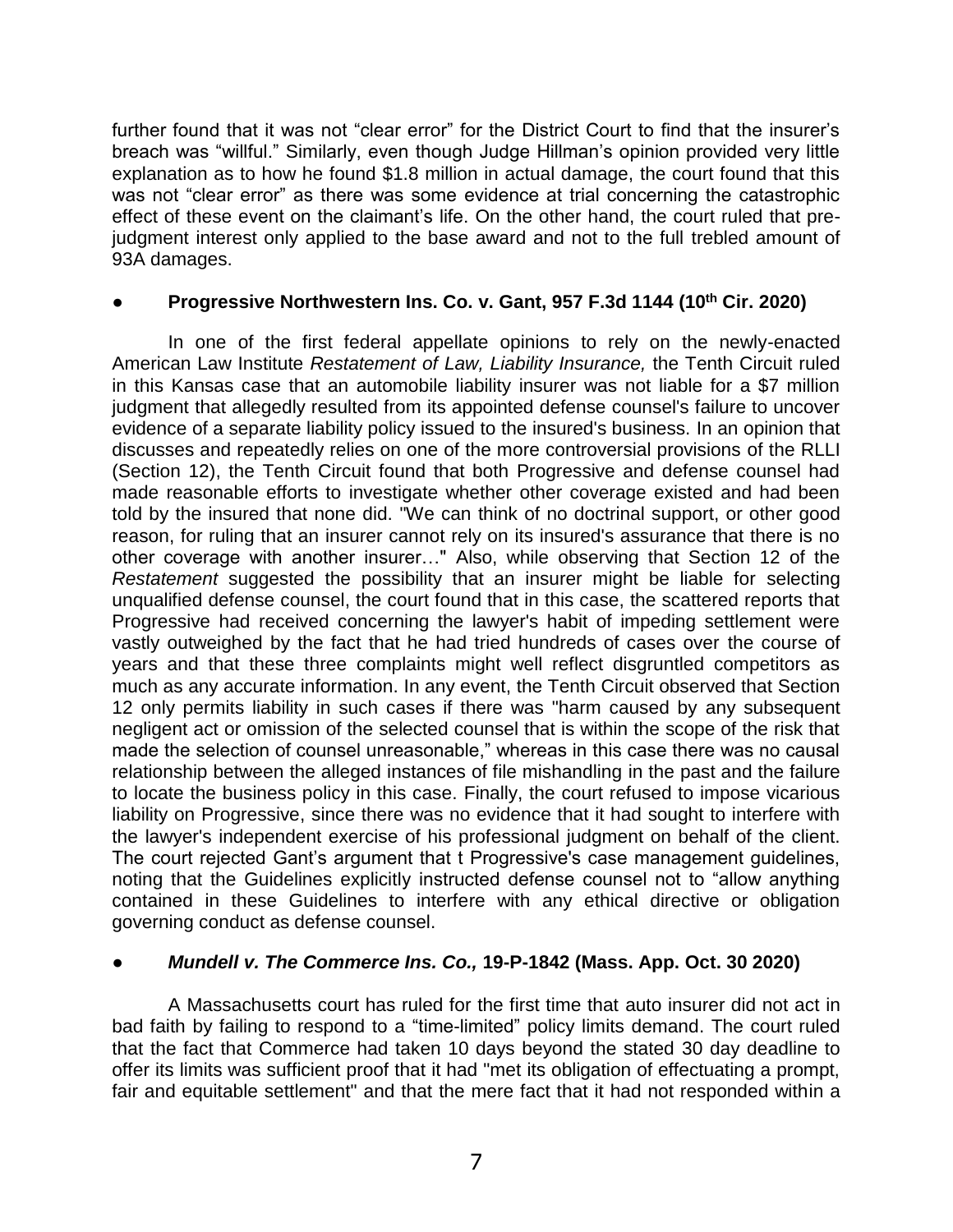further found that it was not "clear error" for the District Court to find that the insurer's breach was "willful." Similarly, even though Judge Hillman's opinion provided very little explanation as to how he found $1.8 million in actual damage, the court found that this was not "clear error" as there was some evidence at trial concerning the catastrophic effect of these event on the claimant's life. On the other hand, the court ruled that pre-judgment interest only applied to the base award and not to the full trebled amount of 93A damages.

- **Progressive Northwestern Ins. Co. v. Gant, 957 F.3d 1144 (10th Cir. 2020)**

In one of the first federal appellate opinions to rely on the newly-enacted American Law Institute *Restatement of Law, Liability Insurance,* the Tenth Circuit ruled in this Kansas case that an automobile liability insurer was not liable for a $7 million judgment that allegedly resulted from its appointed defense counsel's failure to uncover evidence of a separate liability policy issued to the insured's business. In an opinion that discusses and repeatedly relies on one of the more controversial provisions of the RLLI (Section 12), the Tenth Circuit found that both Progressive and defense counsel had made reasonable efforts to investigate whether other coverage existed and had been told by the insured that none did. "We can think of no doctrinal support, or other good reason, for ruling that an insurer cannot rely on its insured's assurance that there is no other coverage with another insurer…" Also, while observing that Section 12 of the *Restatement* suggested the possibility that an insurer might be liable for selecting unqualified defense counsel, the court found that in this case, the scattered reports that Progressive had received concerning the lawyer's habit of impeding settlement were vastly outweighed by the fact that he had tried hundreds of cases over the course of years and that these three complaints might well reflect disgruntled competitors as much as any accurate information. In any event, the Tenth Circuit observed that Section 12 only permits liability in such cases if there was "harm caused by any subsequent negligent act or omission of the selected counsel that is within the scope of the risk that made the selection of counsel unreasonable," whereas in this case there was no causal relationship between the alleged instances of file mishandling in the past and the failure to locate the business policy in this case. Finally, the court refused to impose vicarious liability on Progressive, since there was no evidence that it had sought to interfere with the lawyer's independent exercise of his professional judgment on behalf of the client. The court rejected Gant's argument that t Progressive's case management guidelines, noting that the Guidelines explicitly instructed defense counsel not to "allow anything contained in these Guidelines to interfere with any ethical directive or obligation governing conduct as defense counsel.

- ***Mundell v. The Commerce Ins. Co.,* 19-P-1842 (Mass. App. Oct. 30 2020)**

A Massachusetts court has ruled for the first time that auto insurer did not act in bad faith by failing to respond to a "time-limited" policy limits demand. The court ruled that the fact that Commerce had taken 10 days beyond the stated 30 day deadline to offer its limits was sufficient proof that it had "met its obligation of effectuating a prompt, fair and equitable settlement" and that the mere fact that it had not responded within a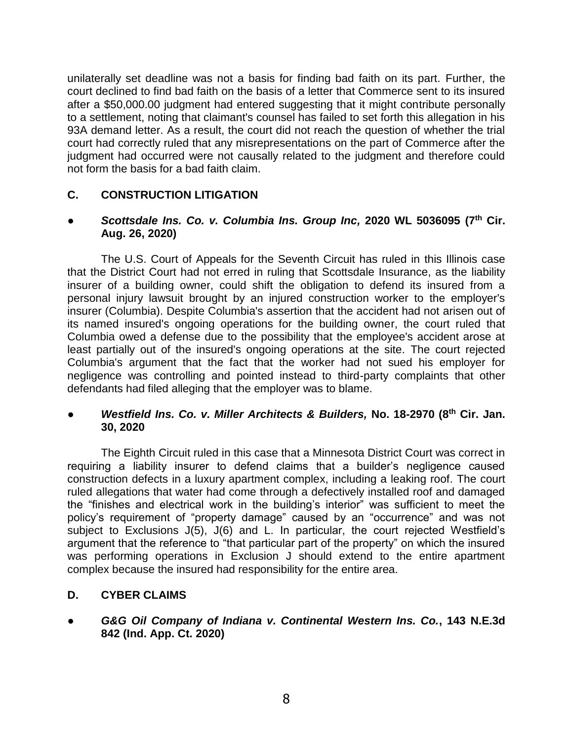unilaterally set deadline was not a basis for finding bad faith on its part. Further, the court declined to find bad faith on the basis of a letter that Commerce sent to its insured after a $50,000.00 judgment had entered suggesting that it might contribute personally to a settlement, noting that claimant's counsel has failed to set forth this allegation in his 93A demand letter. As a result, the court did not reach the question of whether the trial court had correctly ruled that any misrepresentations on the part of Commerce after the judgment had occurred were not causally related to the judgment and therefore could not form the basis for a bad faith claim.

## C. CONSTRUCTION LITIGATION

- ***Scottsdale Ins. Co. v. Columbia Ins. Group Inc,* 2020 WL 5036095 (7th Cir. Aug. 26, 2020)**

The U.S. Court of Appeals for the Seventh Circuit has ruled in this Illinois case that the District Court had not erred in ruling that Scottsdale Insurance, as the liability insurer of a building owner, could shift the obligation to defend its insured from a personal injury lawsuit brought by an injured construction worker to the employer's insurer (Columbia). Despite Columbia's assertion that the accident had not arisen out of its named insured's ongoing operations for the building owner, the court ruled that Columbia owed a defense due to the possibility that the employee's accident arose at least partially out of the insured's ongoing operations at the site. The court rejected Columbia's argument that the fact that the worker had not sued his employer for negligence was controlling and pointed instead to third-party complaints that other defendants had filed alleging that the employer was to blame.

- ***Westfield Ins. Co. v. Miller Architects & Builders,* No. 18-2970 (8th Cir. Jan. 30, 2020**

The Eighth Circuit ruled in this case that a Minnesota District Court was correct in requiring a liability insurer to defend claims that a builder's negligence caused construction defects in a luxury apartment complex, including a leaking roof. The court ruled allegations that water had come through a defectively installed roof and damaged the "finishes and electrical work in the building's interior" was sufficient to meet the policy's requirement of "property damage" caused by an "occurrence" and was not subject to Exclusions J(5), J(6) and L. In particular, the court rejected Westfield's argument that the reference to "that particular part of the property" on which the insured was performing operations in Exclusion J should extend to the entire apartment complex because the insured had responsibility for the entire area.

## D. CYBER CLAIMS

- ***G&G Oil Company of Indiana v. Continental Western Ins. Co.*, 143 N.E.3d 842 (Ind. App. Ct. 2020)**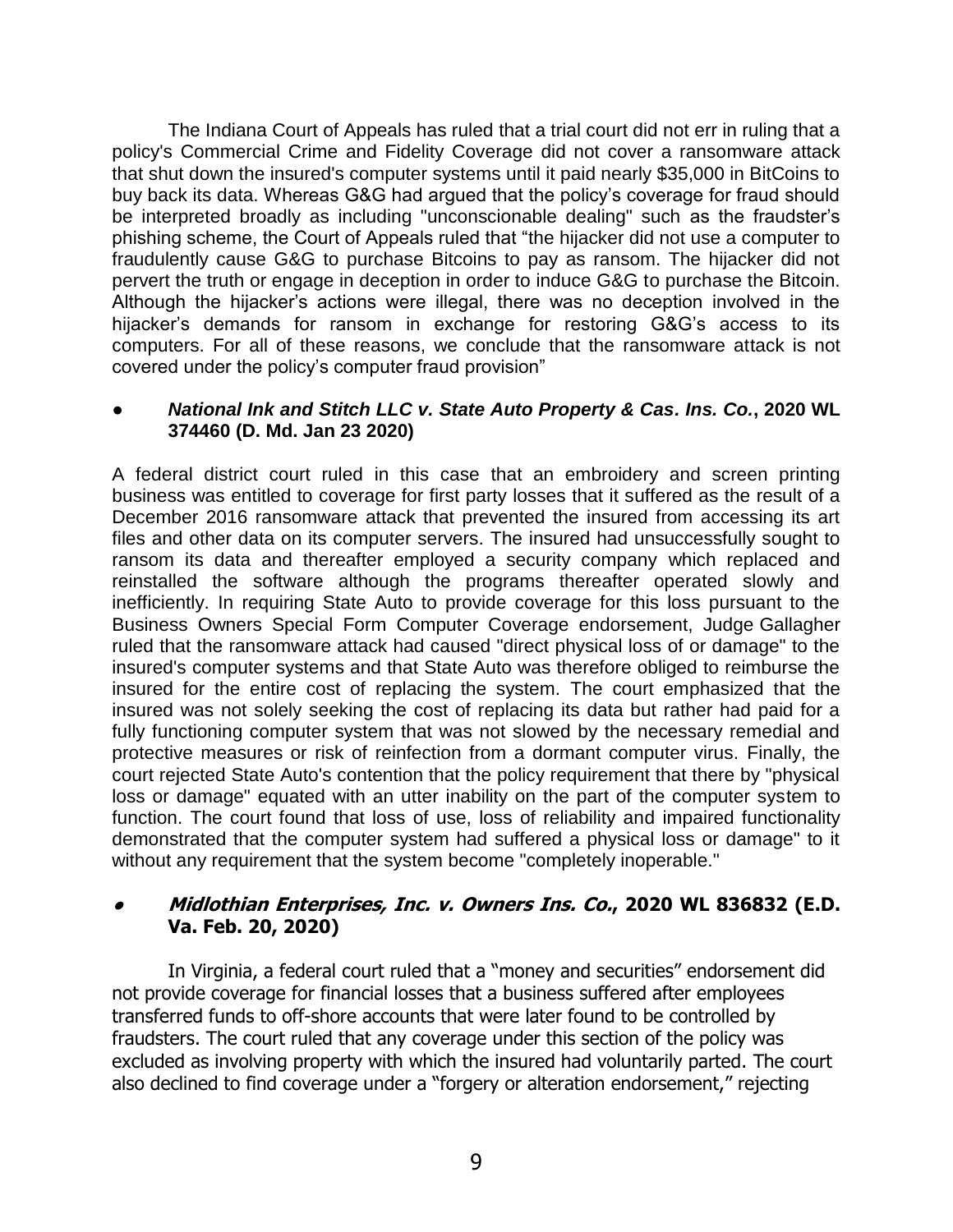The Indiana Court of Appeals has ruled that a trial court did not err in ruling that a policy's Commercial Crime and Fidelity Coverage did not cover a ransomware attack that shut down the insured's computer systems until it paid nearly $35,000 in BitCoins to buy back its data. Whereas G&G had argued that the policy's coverage for fraud should be interpreted broadly as including "unconscionable dealing" such as the fraudster's phishing scheme, the Court of Appeals ruled that "the hijacker did not use a computer to fraudulently cause G&G to purchase Bitcoins to pay as ransom. The hijacker did not pervert the truth or engage in deception in order to induce G&G to purchase the Bitcoin. Although the hijacker's actions were illegal, there was no deception involved in the hijacker's demands for ransom in exchange for restoring G&G's access to its computers. For all of these reasons, we conclude that the ransomware attack is not covered under the policy's computer fraud provision"

- ***National Ink and Stitch LLC v. State Auto Property & Cas. Ins. Co.*, 2020 WL 374460 (D. Md. Jan 23 2020)**

A federal district court ruled in this case that an embroidery and screen printing business was entitled to coverage for first party losses that it suffered as the result of a December 2016 ransomware attack that prevented the insured from accessing its art files and other data on its computer servers. The insured had unsuccessfully sought to ransom its data and thereafter employed a security company which replaced and reinstalled the software although the programs thereafter operated slowly and inefficiently. In requiring State Auto to provide coverage for this loss pursuant to the Business Owners Special Form Computer Coverage endorsement, Judge Gallagher ruled that the ransomware attack had caused "direct physical loss of or damage" to the insured's computer systems and that State Auto was therefore obliged to reimburse the insured for the entire cost of replacing the system. The court emphasized that the insured was not solely seeking the cost of replacing its data but rather had paid for a fully functioning computer system that was not slowed by the necessary remedial and protective measures or risk of reinfection from a dormant computer virus. Finally, the court rejected State Auto's contention that the policy requirement that there by "physical loss or damage" equated with an utter inability on the part of the computer system to function. The court found that loss of use, loss of reliability and impaired functionality demonstrated that the computer system had suffered a physical loss or damage" to it without any requirement that the system become "completely inoperable."

- ***Midlothian Enterprises, Inc. v. Owners Ins. Co.*, 2020 WL 836832 (E.D. Va. Feb. 20, 2020)**

In Virginia, a federal court ruled that a "money and securities" endorsement did not provide coverage for financial losses that a business suffered after employees transferred funds to off-shore accounts that were later found to be controlled by fraudsters. The court ruled that any coverage under this section of the policy was excluded as involving property with which the insured had voluntarily parted. The court also declined to find coverage under a "forgery or alteration endorsement," rejecting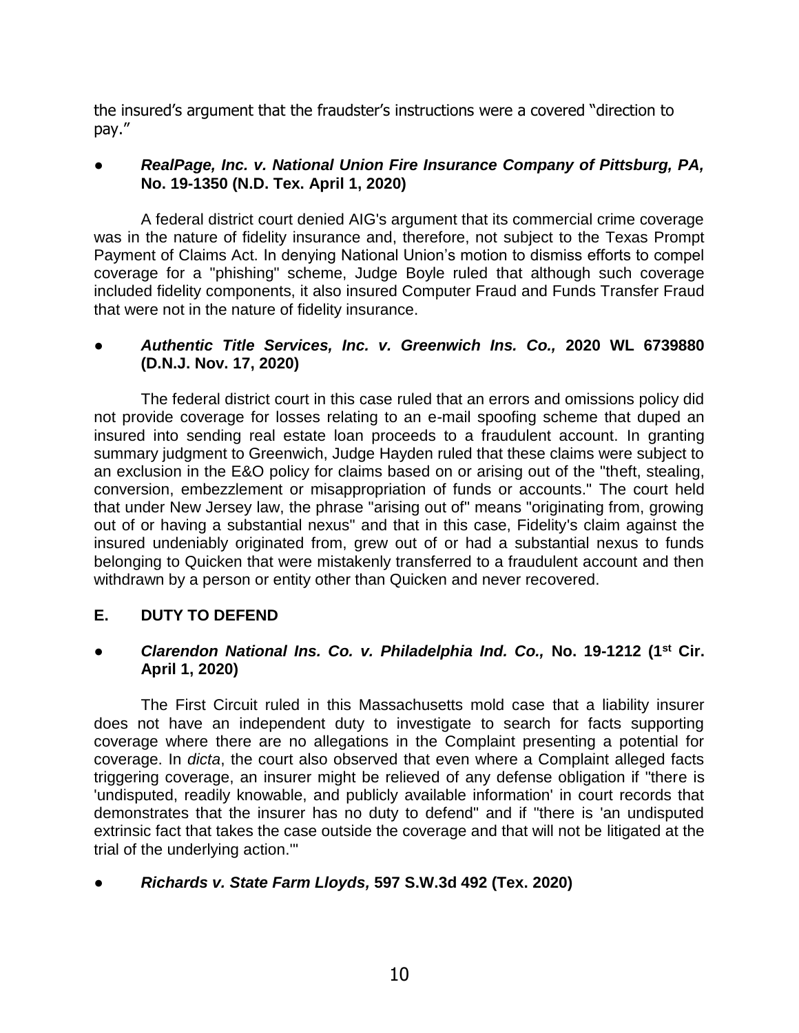the insured's argument that the fraudster's instructions were a covered "direction to pay."

- ***RealPage, Inc. v. National Union Fire Insurance Company of Pittsburg, PA,* No. 19-1350 (N.D. Tex. April 1, 2020)**

A federal district court denied AIG's argument that its commercial crime coverage was in the nature of fidelity insurance and, therefore, not subject to the Texas Prompt Payment of Claims Act. In denying National Union's motion to dismiss efforts to compel coverage for a "phishing" scheme, Judge Boyle ruled that although such coverage included fidelity components, it also insured Computer Fraud and Funds Transfer Fraud that were not in the nature of fidelity insurance.

- ***Authentic Title Services, Inc. v. Greenwich Ins. Co.,* 2020 WL 6739880 (D.N.J. Nov. 17, 2020)**

The federal district court in this case ruled that an errors and omissions policy did not provide coverage for losses relating to an e-mail spoofing scheme that duped an insured into sending real estate loan proceeds to a fraudulent account. In granting summary judgment to Greenwich, Judge Hayden ruled that these claims were subject to an exclusion in the E&O policy for claims based on or arising out of the "theft, stealing, conversion, embezzlement or misappropriation of funds or accounts." The court held that under New Jersey law, the phrase "arising out of" means "originating from, growing out of or having a substantial nexus" and that in this case, Fidelity's claim against the insured undeniably originated from, grew out of or had a substantial nexus to funds belonging to Quicken that were mistakenly transferred to a fraudulent account and then withdrawn by a person or entity other than Quicken and never recovered.

## E. DUTY TO DEFEND

- ***Clarendon National Ins. Co. v. Philadelphia Ind. Co.,* No. 19-1212 (1st Cir. April 1, 2020)**

The First Circuit ruled in this Massachusetts mold case that a liability insurer does not have an independent duty to investigate to search for facts supporting coverage where there are no allegations in the Complaint presenting a potential for coverage. In *dicta*, the court also observed that even where a Complaint alleged facts triggering coverage, an insurer might be relieved of any defense obligation if "there is 'undisputed, readily knowable, and publicly available information' in court records that demonstrates that the insurer has no duty to defend" and if "there is 'an undisputed extrinsic fact that takes the case outside the coverage and that will not be litigated at the trial of the underlying action.'"

- ***Richards v. State Farm Lloyds,* 597 S.W.3d 492 (Tex. 2020)**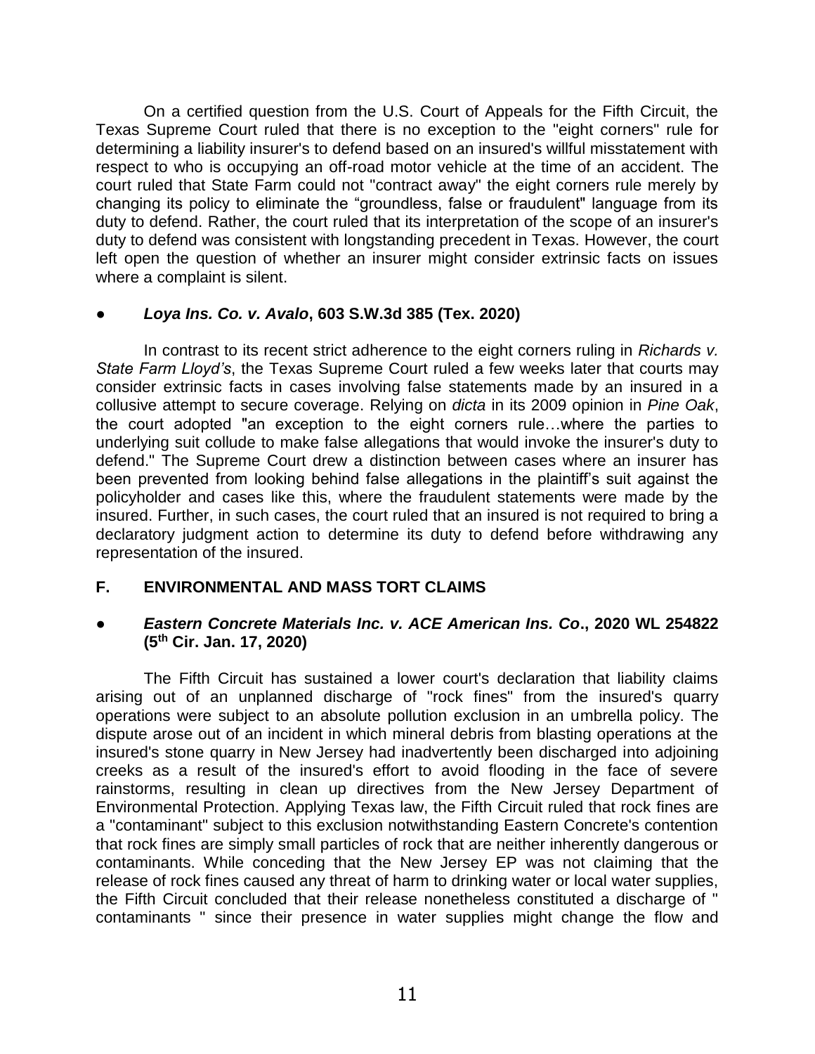On a certified question from the U.S. Court of Appeals for the Fifth Circuit, the Texas Supreme Court ruled that there is no exception to the "eight corners" rule for determining a liability insurer's to defend based on an insured's willful misstatement with respect to who is occupying an off-road motor vehicle at the time of an accident. The court ruled that State Farm could not "contract away" the eight corners rule merely by changing its policy to eliminate the "groundless, false or fraudulent" language from its duty to defend. Rather, the court ruled that its interpretation of the scope of an insurer's duty to defend was consistent with longstanding precedent in Texas. However, the court left open the question of whether an insurer might consider extrinsic facts on issues where a complaint is silent.

- ***Loya Ins. Co. v. Avalo*, 603 S.W.3d 385 (Tex. 2020)**

In contrast to its recent strict adherence to the eight corners ruling in *Richards v. State Farm Lloyd's*, the Texas Supreme Court ruled a few weeks later that courts may consider extrinsic facts in cases involving false statements made by an insured in a collusive attempt to secure coverage. Relying on *dicta* in its 2009 opinion in *Pine Oak*, the court adopted "an exception to the eight corners rule…where the parties to underlying suit collude to make false allegations that would invoke the insurer's duty to defend." The Supreme Court drew a distinction between cases where an insurer has been prevented from looking behind false allegations in the plaintiff's suit against the policyholder and cases like this, where the fraudulent statements were made by the insured. Further, in such cases, the court ruled that an insured is not required to bring a declaratory judgment action to determine its duty to defend before withdrawing any representation of the insured.

## F. ENVIRONMENTAL AND MASS TORT CLAIMS

- ***Eastern Concrete Materials Inc. v. ACE American Ins. Co*., 2020 WL 254822 (5th Cir. Jan. 17, 2020)**

The Fifth Circuit has sustained a lower court's declaration that liability claims arising out of an unplanned discharge of "rock fines" from the insured's quarry operations were subject to an absolute pollution exclusion in an umbrella policy. The dispute arose out of an incident in which mineral debris from blasting operations at the insured's stone quarry in New Jersey had inadvertently been discharged into adjoining creeks as a result of the insured's effort to avoid flooding in the face of severe rainstorms, resulting in clean up directives from the New Jersey Department of Environmental Protection. Applying Texas law, the Fifth Circuit ruled that rock fines are a "contaminant" subject to this exclusion notwithstanding Eastern Concrete's contention that rock fines are simply small particles of rock that are neither inherently dangerous or contaminants. While conceding that the New Jersey EP was not claiming that the release of rock fines caused any threat of harm to drinking water or local water supplies, the Fifth Circuit concluded that their release nonetheless constituted a discharge of " contaminants " since their presence in water supplies might change the flow and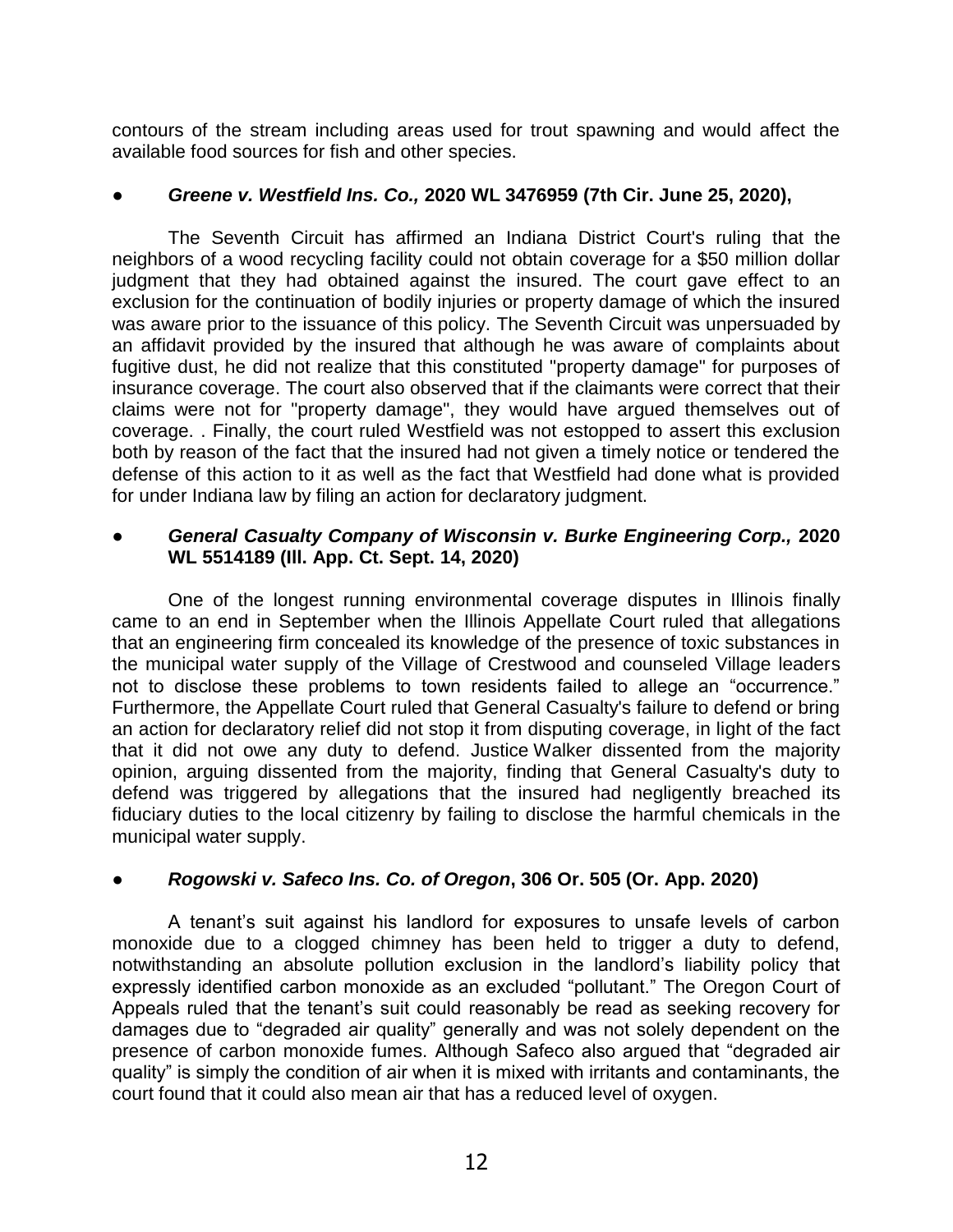contours of the stream including areas used for trout spawning and would affect the available food sources for fish and other species.

- ***Greene v. Westfield Ins. Co.,* 2020 WL 3476959 (7th Cir. June 25, 2020),**

The Seventh Circuit has affirmed an Indiana District Court's ruling that the neighbors of a wood recycling facility could not obtain coverage for a $50 million dollar judgment that they had obtained against the insured. The court gave effect to an exclusion for the continuation of bodily injuries or property damage of which the insured was aware prior to the issuance of this policy. The Seventh Circuit was unpersuaded by an affidavit provided by the insured that although he was aware of complaints about fugitive dust, he did not realize that this constituted "property damage" for purposes of insurance coverage. The court also observed that if the claimants were correct that their claims were not for "property damage", they would have argued themselves out of coverage. . Finally, the court ruled Westfield was not estopped to assert this exclusion both by reason of the fact that the insured had not given a timely notice or tendered the defense of this action to it as well as the fact that Westfield had done what is provided for under Indiana law by filing an action for declaratory judgment.

- ***General Casualty Company of Wisconsin v. Burke Engineering Corp.,* 2020 WL 5514189 (Ill. App. Ct. Sept. 14, 2020)**

One of the longest running environmental coverage disputes in Illinois finally came to an end in September when the Illinois Appellate Court ruled that allegations that an engineering firm concealed its knowledge of the presence of toxic substances in the municipal water supply of the Village of Crestwood and counseled Village leaders not to disclose these problems to town residents failed to allege an "occurrence." Furthermore, the Appellate Court ruled that General Casualty's failure to defend or bring an action for declaratory relief did not stop it from disputing coverage, in light of the fact that it did not owe any duty to defend. Justice Walker dissented from the majority opinion, arguing dissented from the majority, finding that General Casualty's duty to defend was triggered by allegations that the insured had negligently breached its fiduciary duties to the local citizenry by failing to disclose the harmful chemicals in the municipal water supply.

- ***Rogowski v. Safeco Ins. Co. of Oregon*, 306 Or. 505 (Or. App. 2020)**

A tenant's suit against his landlord for exposures to unsafe levels of carbon monoxide due to a clogged chimney has been held to trigger a duty to defend, notwithstanding an absolute pollution exclusion in the landlord's liability policy that expressly identified carbon monoxide as an excluded "pollutant." The Oregon Court of Appeals ruled that the tenant's suit could reasonably be read as seeking recovery for damages due to "degraded air quality" generally and was not solely dependent on the presence of carbon monoxide fumes. Although Safeco also argued that "degraded air quality" is simply the condition of air when it is mixed with irritants and contaminants, the court found that it could also mean air that has a reduced level of oxygen.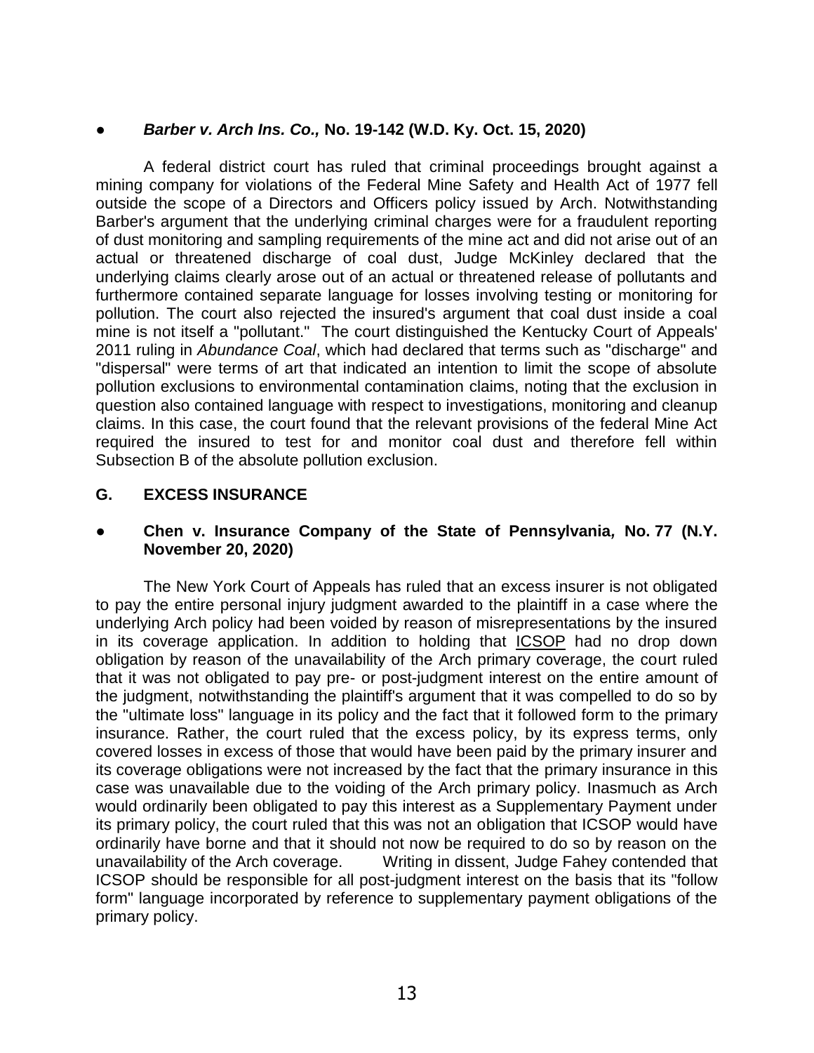● ***Barber v. Arch Ins. Co.,* No. 19-142 (W.D. Ky. Oct. 15, 2020)**

A federal district court has ruled that criminal proceedings brought against a mining company for violations of the Federal Mine Safety and Health Act of 1977 fell outside the scope of a Directors and Officers policy issued by Arch. Notwithstanding Barber's argument that the underlying criminal charges were for a fraudulent reporting of dust monitoring and sampling requirements of the mine act and did not arise out of an actual or threatened discharge of coal dust, Judge McKinley declared that the underlying claims clearly arose out of an actual or threatened release of pollutants and furthermore contained separate language for losses involving testing or monitoring for pollution. The court also rejected the insured's argument that coal dust inside a coal mine is not itself a "pollutant." The court distinguished the Kentucky Court of Appeals' 2011 ruling in *Abundance Coal*, which had declared that terms such as "discharge" and "dispersal" were terms of art that indicated an intention to limit the scope of absolute pollution exclusions to environmental contamination claims, noting that the exclusion in question also contained language with respect to investigations, monitoring and cleanup claims. In this case, the court found that the relevant provisions of the federal Mine Act required the insured to test for and monitor coal dust and therefore fell within Subsection B of the absolute pollution exclusion.

## G. EXCESS INSURANCE

● **Chen v. Insurance Company of the State of Pennsylvania, No. 77 (N.Y. November 20, 2020)**

The New York Court of Appeals has ruled that an excess insurer is not obligated to pay the entire personal injury judgment awarded to the plaintiff in a case where the underlying Arch policy had been voided by reason of misrepresentations by the insured in its coverage application. In addition to holding that <u>ICSOP</u> had no drop down obligation by reason of the unavailability of the Arch primary coverage, the court ruled that it was not obligated to pay pre- or post-judgment interest on the entire amount of the judgment, notwithstanding the plaintiff's argument that it was compelled to do so by the "ultimate loss" language in its policy and the fact that it followed form to the primary insurance. Rather, the court ruled that the excess policy, by its express terms, only covered losses in excess of those that would have been paid by the primary insurer and its coverage obligations were not increased by the fact that the primary insurance in this case was unavailable due to the voiding of the Arch primary policy. Inasmuch as Arch would ordinarily been obligated to pay this interest as a Supplementary Payment under its primary policy, the court ruled that this was not an obligation that ICSOP would have ordinarily have borne and that it should not now be required to do so by reason on the unavailability of the Arch coverage. Writing in dissent, Judge Fahey contended that ICSOP should be responsible for all post-judgment interest on the basis that its "follow form" language incorporated by reference to supplementary payment obligations of the primary policy.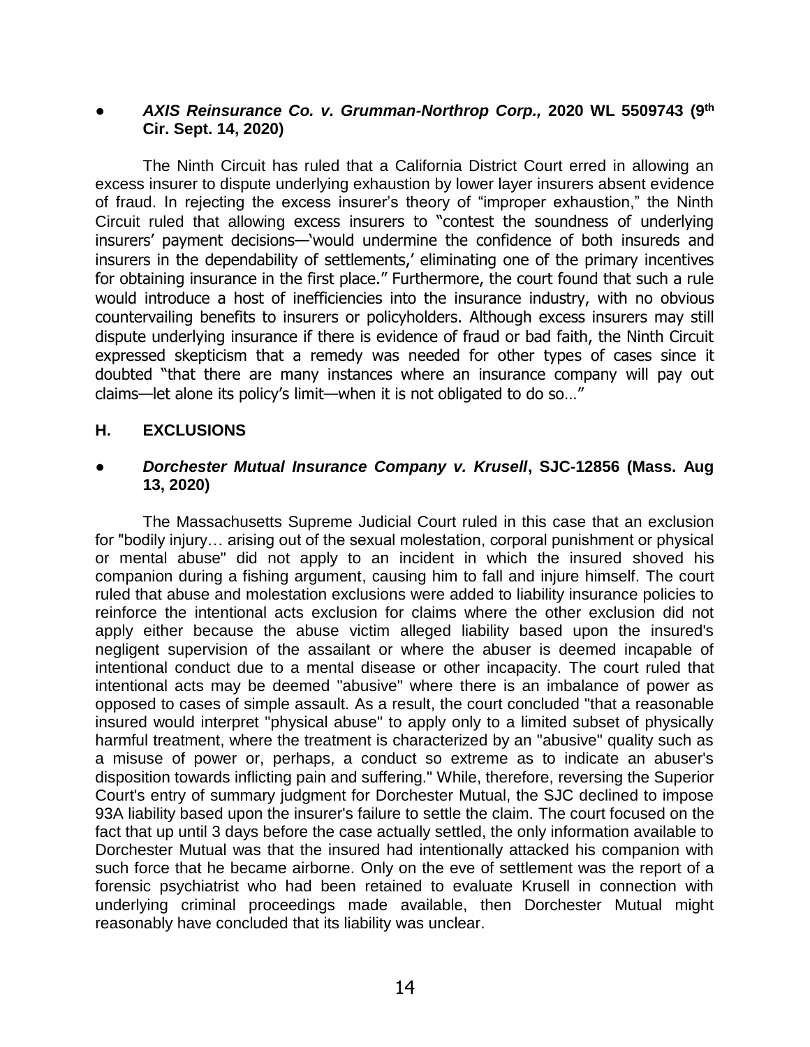- ***AXIS Reinsurance Co. v. Grumman-Northrop Corp.*, 2020 WL 5509743 (9th Cir. Sept. 14, 2020)**

The Ninth Circuit has ruled that a California District Court erred in allowing an excess insurer to dispute underlying exhaustion by lower layer insurers absent evidence of fraud. In rejecting the excess insurer's theory of "improper exhaustion," the Ninth Circuit ruled that allowing excess insurers to "contest the soundness of underlying insurers' payment decisions—'would undermine the confidence of both insureds and insurers in the dependability of settlements,' eliminating one of the primary incentives for obtaining insurance in the first place." Furthermore, the court found that such a rule would introduce a host of inefficiencies into the insurance industry, with no obvious countervailing benefits to insurers or policyholders. Although excess insurers may still dispute underlying insurance if there is evidence of fraud or bad faith, the Ninth Circuit expressed skepticism that a remedy was needed for other types of cases since it doubted "that there are many instances where an insurance company will pay out claims—let alone its policy's limit—when it is not obligated to do so…"

### H. EXCLUSIONS

- ***Dorchester Mutual Insurance Company v. Krusell*, SJC-12856 (Mass. Aug 13, 2020)**

The Massachusetts Supreme Judicial Court ruled in this case that an exclusion for "bodily injury… arising out of the sexual molestation, corporal punishment or physical or mental abuse" did not apply to an incident in which the insured shoved his companion during a fishing argument, causing him to fall and injure himself. The court ruled that abuse and molestation exclusions were added to liability insurance policies to reinforce the intentional acts exclusion for claims where the other exclusion did not apply either because the abuse victim alleged liability based upon the insured's negligent supervision of the assailant or where the abuser is deemed incapable of intentional conduct due to a mental disease or other incapacity. The court ruled that intentional acts may be deemed "abusive" where there is an imbalance of power as opposed to cases of simple assault. As a result, the court concluded "that a reasonable insured would interpret "physical abuse" to apply only to a limited subset of physically harmful treatment, where the treatment is characterized by an "abusive" quality such as a misuse of power or, perhaps, a conduct so extreme as to indicate an abuser's disposition towards inflicting pain and suffering." While, therefore, reversing the Superior Court's entry of summary judgment for Dorchester Mutual, the SJC declined to impose 93A liability based upon the insurer's failure to settle the claim. The court focused on the fact that up until 3 days before the case actually settled, the only information available to Dorchester Mutual was that the insured had intentionally attacked his companion with such force that he became airborne. Only on the eve of settlement was the report of a forensic psychiatrist who had been retained to evaluate Krusell in connection with underlying criminal proceedings made available, then Dorchester Mutual might reasonably have concluded that its liability was unclear.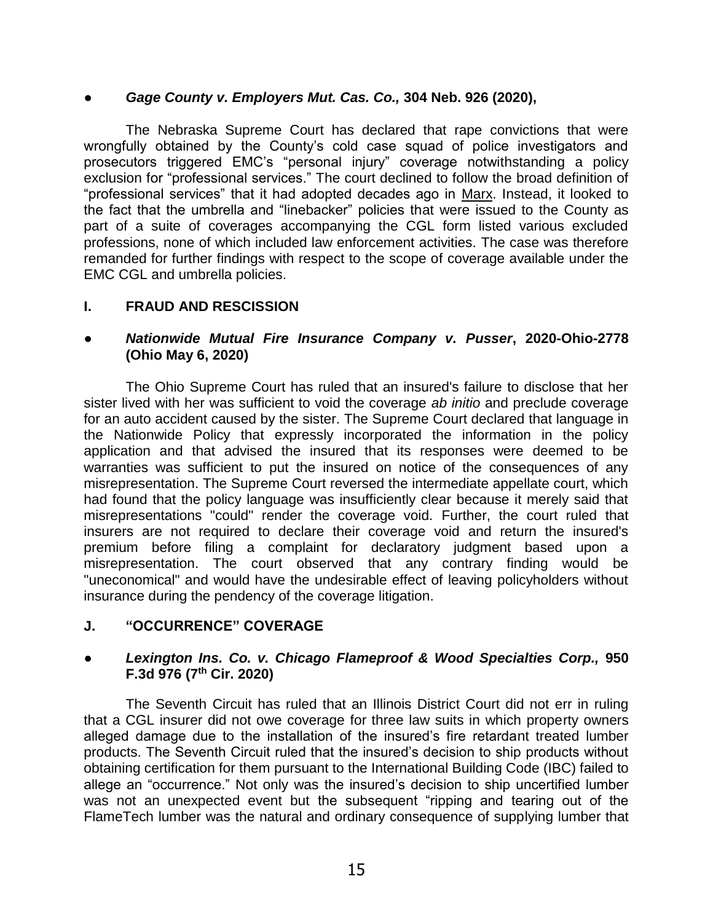- ***Gage County v. Employers Mut. Cas. Co.,* 304 Neb. 926 (2020),**

The Nebraska Supreme Court has declared that rape convictions that were wrongfully obtained by the County's cold case squad of police investigators and prosecutors triggered EMC's "personal injury" coverage notwithstanding a policy exclusion for "professional services." The court declined to follow the broad definition of "professional services" that it had adopted decades ago in Marx. Instead, it looked to the fact that the umbrella and "linebacker" policies that were issued to the County as part of a suite of coverages accompanying the CGL form listed various excluded professions, none of which included law enforcement activities. The case was therefore remanded for further findings with respect to the scope of coverage available under the EMC CGL and umbrella policies.

## I. FRAUD AND RESCISSION

- ***Nationwide Mutual Fire Insurance Company v. Pusser*, 2020-Ohio-2778 (Ohio May 6, 2020)**

The Ohio Supreme Court has ruled that an insured's failure to disclose that her sister lived with her was sufficient to void the coverage *ab initio* and preclude coverage for an auto accident caused by the sister. The Supreme Court declared that language in the Nationwide Policy that expressly incorporated the information in the policy application and that advised the insured that its responses were deemed to be warranties was sufficient to put the insured on notice of the consequences of any misrepresentation. The Supreme Court reversed the intermediate appellate court, which had found that the policy language was insufficiently clear because it merely said that misrepresentations "could" render the coverage void. Further, the court ruled that insurers are not required to declare their coverage void and return the insured's premium before filing a complaint for declaratory judgment based upon a misrepresentation. The court observed that any contrary finding would be "uneconomical" and would have the undesirable effect of leaving policyholders without insurance during the pendency of the coverage litigation.

## J. "OCCURRENCE" COVERAGE

- ***Lexington Ins. Co. v. Chicago Flameproof & Wood Specialties Corp.,* 950 F.3d 976 (7th Cir. 2020)**

The Seventh Circuit has ruled that an Illinois District Court did not err in ruling that a CGL insurer did not owe coverage for three law suits in which property owners alleged damage due to the installation of the insured's fire retardant treated lumber products. The Seventh Circuit ruled that the insured's decision to ship products without obtaining certification for them pursuant to the International Building Code (IBC) failed to allege an "occurrence." Not only was the insured's decision to ship uncertified lumber was not an unexpected event but the subsequent "ripping and tearing out of the FlameTech lumber was the natural and ordinary consequence of supplying lumber that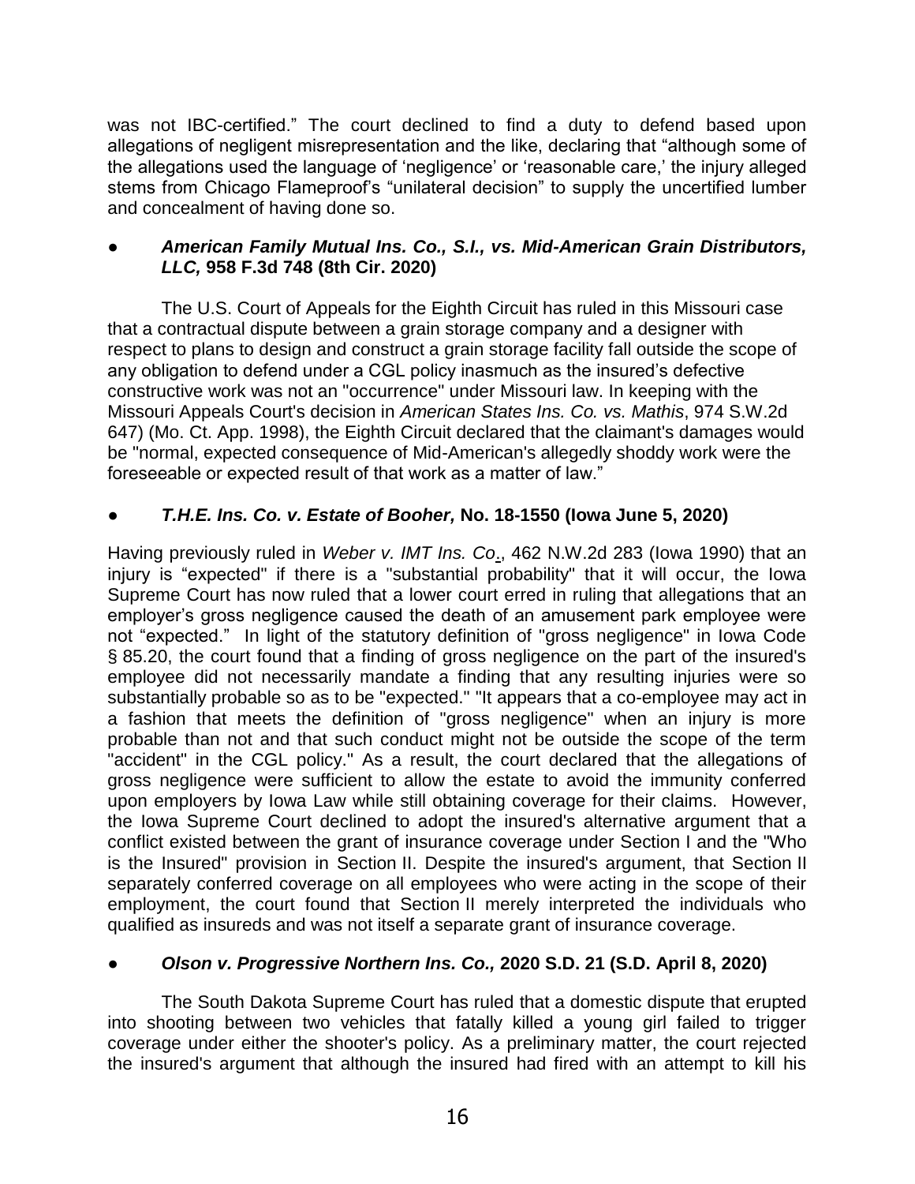was not IBC-certified." The court declined to find a duty to defend based upon allegations of negligent misrepresentation and the like, declaring that "although some of the allegations used the language of 'negligence' or 'reasonable care,' the injury alleged stems from Chicago Flameproof's "unilateral decision" to supply the uncertified lumber and concealment of having done so.

- ***American Family Mutual Ins. Co., S.I., vs. Mid-American Grain Distributors, LLC,* 958 F.3d 748 (8th Cir. 2020)**

The U.S. Court of Appeals for the Eighth Circuit has ruled in this Missouri case that a contractual dispute between a grain storage company and a designer with respect to plans to design and construct a grain storage facility fall outside the scope of any obligation to defend under a CGL policy inasmuch as the insured's defective constructive work was not an "occurrence" under Missouri law. In keeping with the Missouri Appeals Court's decision in *American States Ins. Co. vs. Mathis*, 974 S.W.2d 647) (Mo. Ct. App. 1998), the Eighth Circuit declared that the claimant's damages would be "normal, expected consequence of Mid-American's allegedly shoddy work were the foreseeable or expected result of that work as a matter of law."

- ***T.H.E. Ins. Co. v. Estate of Booher,* No. 18-1550 (Iowa June 5, 2020)**

Having previously ruled in *Weber v. IMT Ins. Co*., 462 N.W.2d 283 (Iowa 1990) that an injury is "expected" if there is a "substantial probability" that it will occur, the Iowa Supreme Court has now ruled that a lower court erred in ruling that allegations that an employer's gross negligence caused the death of an amusement park employee were not "expected." In light of the statutory definition of "gross negligence" in Iowa Code § 85.20, the court found that a finding of gross negligence on the part of the insured's employee did not necessarily mandate a finding that any resulting injuries were so substantially probable so as to be "expected." "It appears that a co-employee may act in a fashion that meets the definition of "gross negligence" when an injury is more probable than not and that such conduct might not be outside the scope of the term "accident" in the CGL policy." As a result, the court declared that the allegations of gross negligence were sufficient to allow the estate to avoid the immunity conferred upon employers by Iowa Law while still obtaining coverage for their claims. However, the Iowa Supreme Court declined to adopt the insured's alternative argument that a conflict existed between the grant of insurance coverage under Section I and the "Who is the Insured" provision in Section II. Despite the insured's argument, that Section II separately conferred coverage on all employees who were acting in the scope of their employment, the court found that Section II merely interpreted the individuals who qualified as insureds and was not itself a separate grant of insurance coverage.

- ***Olson v. Progressive Northern Ins. Co.,* 2020 S.D. 21 (S.D. April 8, 2020)**

The South Dakota Supreme Court has ruled that a domestic dispute that erupted into shooting between two vehicles that fatally killed a young girl failed to trigger coverage under either the shooter's policy. As a preliminary matter, the court rejected the insured's argument that although the insured had fired with an attempt to kill his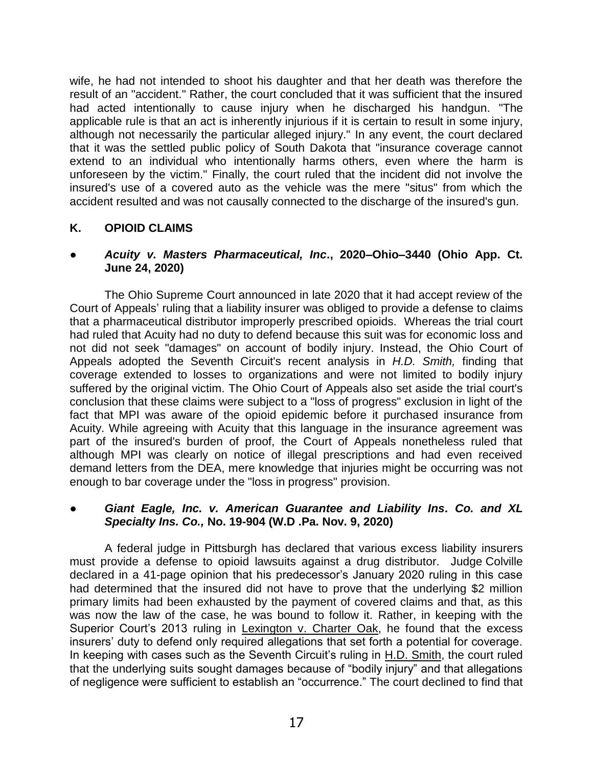wife, he had not intended to shoot his daughter and that her death was therefore the result of an "accident." Rather, the court concluded that it was sufficient that the insured had acted intentionally to cause injury when he discharged his handgun. "The applicable rule is that an act is inherently injurious if it is certain to result in some injury, although not necessarily the particular alleged injury." In any event, the court declared that it was the settled public policy of South Dakota that "insurance coverage cannot extend to an individual who intentionally harms others, even where the harm is unforeseen by the victim." Finally, the court ruled that the incident did not involve the insured's use of a covered auto as the vehicle was the mere "situs" from which the accident resulted and was not causally connected to the discharge of the insured's gun.

## K. OPIOID CLAIMS

- ***Acuity v. Masters Pharmaceutical, Inc*., 2020–Ohio–3440 (Ohio App. Ct. June 24, 2020)**

The Ohio Supreme Court announced in late 2020 that it had accept review of the Court of Appeals' ruling that a liability insurer was obliged to provide a defense to claims that a pharmaceutical distributor improperly prescribed opioids. Whereas the trial court had ruled that Acuity had no duty to defend because this suit was for economic loss and not did not seek "damages" on account of bodily injury. Instead, the Ohio Court of Appeals adopted the Seventh Circuit's recent analysis in *H.D. Smith,* finding that coverage extended to losses to organizations and were not limited to bodily injury suffered by the original victim. The Ohio Court of Appeals also set aside the trial court's conclusion that these claims were subject to a "loss of progress" exclusion in light of the fact that MPI was aware of the opioid epidemic before it purchased insurance from Acuity. While agreeing with Acuity that this language in the insurance agreement was part of the insured's burden of proof, the Court of Appeals nonetheless ruled that although MPI was clearly on notice of illegal prescriptions and had even received demand letters from the DEA, mere knowledge that injuries might be occurring was not enough to bar coverage under the "loss in progress" provision.

- ***Giant Eagle, Inc. v. American Guarantee and Liability Ins. Co. and XL Specialty Ins. Co.,* No. 19-904 (W.D .Pa. Nov. 9, 2020)**

A federal judge in Pittsburgh has declared that various excess liability insurers must provide a defense to opioid lawsuits against a drug distributor. Judge Colville declared in a 41-page opinion that his predecessor's January 2020 ruling in this case had determined that the insured did not have to prove that the underlying $2 million primary limits had been exhausted by the payment of covered claims and that, as this was now the law of the case, he was bound to follow it. Rather, in keeping with the Superior Court's 2013 ruling in Lexington v. Charter Oak, he found that the excess insurers' duty to defend only required allegations that set forth a potential for coverage. In keeping with cases such as the Seventh Circuit's ruling in H.D. Smith, the court ruled that the underlying suits sought damages because of "bodily injury" and that allegations of negligence were sufficient to establish an "occurrence." The court declined to find that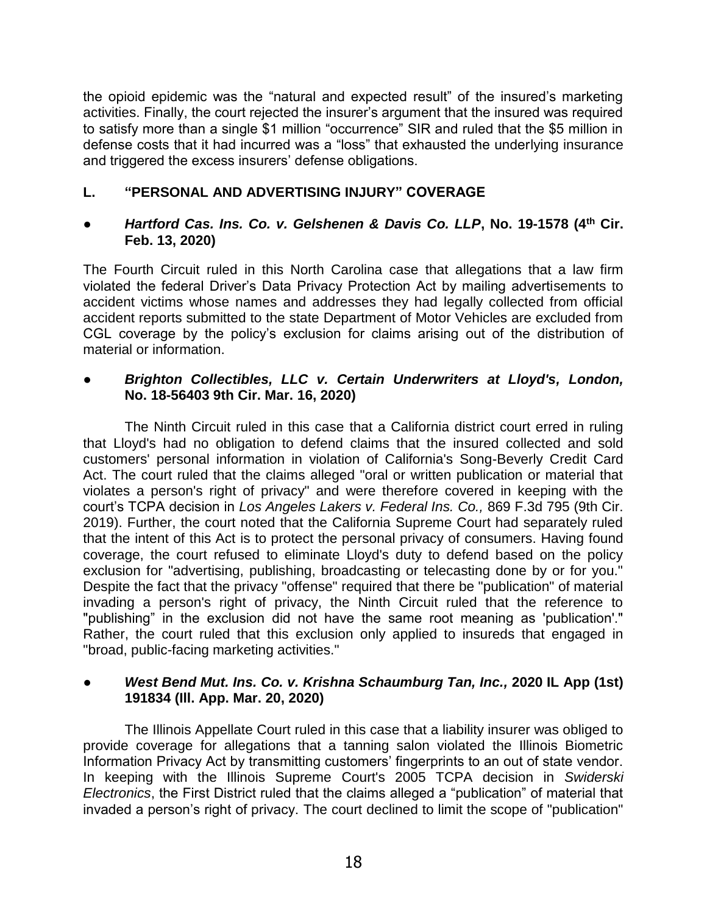the opioid epidemic was the "natural and expected result" of the insured's marketing activities. Finally, the court rejected the insurer's argument that the insured was required to satisfy more than a single $1 million "occurrence" SIR and ruled that the $5 million in defense costs that it had incurred was a "loss" that exhausted the underlying insurance and triggered the excess insurers' defense obligations.

## L. "PERSONAL AND ADVERTISING INJURY" COVERAGE

- ***Hartford Cas. Ins. Co. v. Gelshenen & Davis Co. LLP*, No. 19-1578 (4th Cir. Feb. 13, 2020)**

The Fourth Circuit ruled in this North Carolina case that allegations that a law firm violated the federal Driver's Data Privacy Protection Act by mailing advertisements to accident victims whose names and addresses they had legally collected from official accident reports submitted to the state Department of Motor Vehicles are excluded from CGL coverage by the policy's exclusion for claims arising out of the distribution of material or information.

- ***Brighton Collectibles, LLC v. Certain Underwriters at Lloyd's, London,* No. 18-56403 9th Cir. Mar. 16, 2020)**

The Ninth Circuit ruled in this case that a California district court erred in ruling that Lloyd's had no obligation to defend claims that the insured collected and sold customers' personal information in violation of California's Song-Beverly Credit Card Act. The court ruled that the claims alleged "oral or written publication or material that violates a person's right of privacy" and were therefore covered in keeping with the court's TCPA decision in *Los Angeles Lakers v. Federal Ins. Co.,* 869 F.3d 795 (9th Cir. 2019). Further, the court noted that the California Supreme Court had separately ruled that the intent of this Act is to protect the personal privacy of consumers. Having found coverage, the court refused to eliminate Lloyd's duty to defend based on the policy exclusion for "advertising, publishing, broadcasting or telecasting done by or for you." Despite the fact that the privacy "offense" required that there be "publication" of material invading a person's right of privacy, the Ninth Circuit ruled that the reference to "publishing" in the exclusion did not have the same root meaning as 'publication'." Rather, the court ruled that this exclusion only applied to insureds that engaged in "broad, public-facing marketing activities."

- ***West Bend Mut. Ins. Co. v. Krishna Schaumburg Tan, Inc.,* 2020 IL App (1st) 191834 (Ill. App. Mar. 20, 2020)**

The Illinois Appellate Court ruled in this case that a liability insurer was obliged to provide coverage for allegations that a tanning salon violated the Illinois Biometric Information Privacy Act by transmitting customers' fingerprints to an out of state vendor. In keeping with the Illinois Supreme Court's 2005 TCPA decision in *Swiderski Electronics*, the First District ruled that the claims alleged a "publication" of material that invaded a person's right of privacy. The court declined to limit the scope of "publication"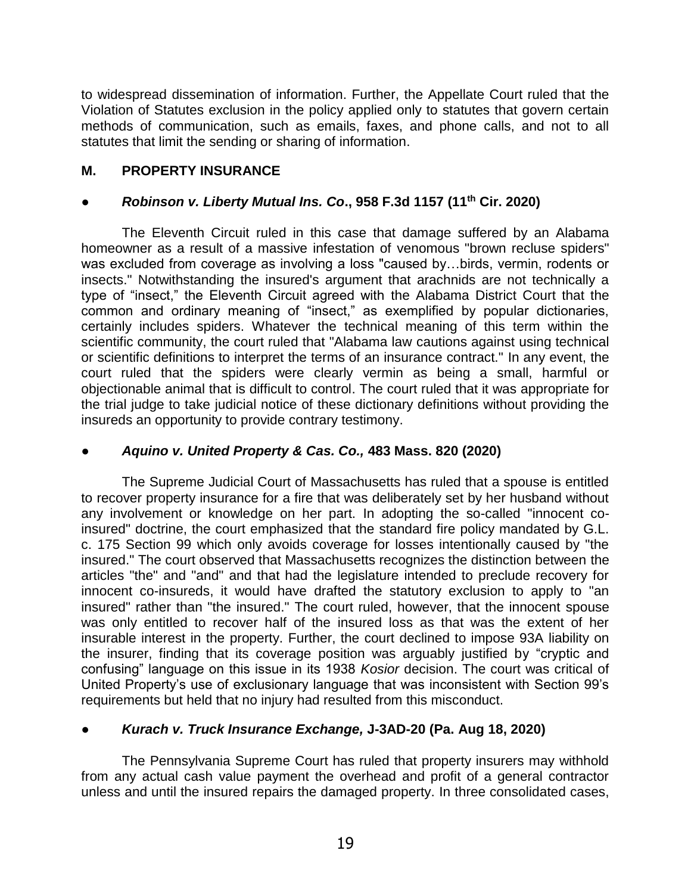to widespread dissemination of information. Further, the Appellate Court ruled that the Violation of Statutes exclusion in the policy applied only to statutes that govern certain methods of communication, such as emails, faxes, and phone calls, and not to all statutes that limit the sending or sharing of information.

## M. PROPERTY INSURANCE

- ***Robinson v. Liberty Mutual Ins. Co*., 958 F.3d 1157 (11th Cir. 2020)**

The Eleventh Circuit ruled in this case that damage suffered by an Alabama homeowner as a result of a massive infestation of venomous "brown recluse spiders" was excluded from coverage as involving a loss "caused by…birds, vermin, rodents or insects." Notwithstanding the insured's argument that arachnids are not technically a type of "insect," the Eleventh Circuit agreed with the Alabama District Court that the common and ordinary meaning of "insect," as exemplified by popular dictionaries, certainly includes spiders. Whatever the technical meaning of this term within the scientific community, the court ruled that "Alabama law cautions against using technical or scientific definitions to interpret the terms of an insurance contract." In any event, the court ruled that the spiders were clearly vermin as being a small, harmful or objectionable animal that is difficult to control. The court ruled that it was appropriate for the trial judge to take judicial notice of these dictionary definitions without providing the insureds an opportunity to provide contrary testimony.

- ***Aquino v. United Property & Cas. Co.,* 483 Mass. 820 (2020)**

The Supreme Judicial Court of Massachusetts has ruled that a spouse is entitled to recover property insurance for a fire that was deliberately set by her husband without any involvement or knowledge on her part. In adopting the so-called "innocent co-insured" doctrine, the court emphasized that the standard fire policy mandated by G.L. c. 175 Section 99 which only avoids coverage for losses intentionally caused by "the insured." The court observed that Massachusetts recognizes the distinction between the articles "the" and "and" and that had the legislature intended to preclude recovery for innocent co-insureds, it would have drafted the statutory exclusion to apply to "an insured" rather than "the insured." The court ruled, however, that the innocent spouse was only entitled to recover half of the insured loss as that was the extent of her insurable interest in the property. Further, the court declined to impose 93A liability on the insurer, finding that its coverage position was arguably justified by "cryptic and confusing" language on this issue in its 1938 *Kosior* decision. The court was critical of United Property's use of exclusionary language that was inconsistent with Section 99's requirements but held that no injury had resulted from this misconduct.

- ***Kurach v. Truck Insurance Exchange,* J-3AD-20 (Pa. Aug 18, 2020)**

The Pennsylvania Supreme Court has ruled that property insurers may withhold from any actual cash value payment the overhead and profit of a general contractor unless and until the insured repairs the damaged property. In three consolidated cases,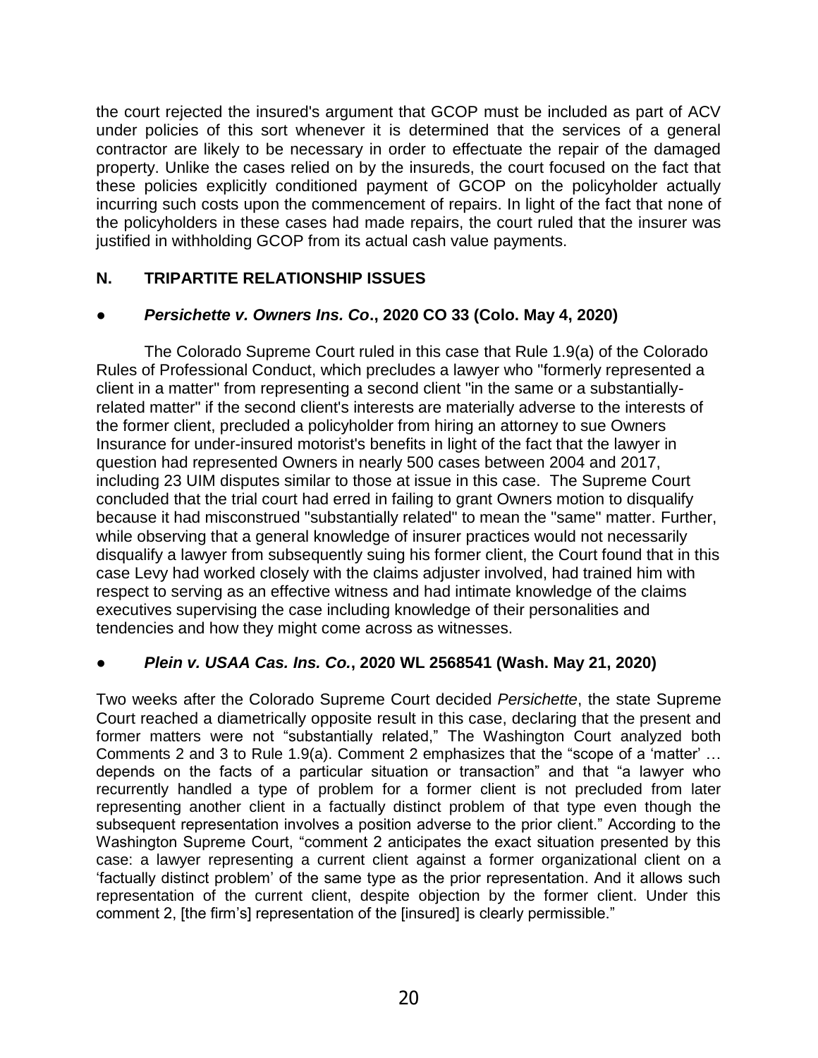the court rejected the insured's argument that GCOP must be included as part of ACV under policies of this sort whenever it is determined that the services of a general contractor are likely to be necessary in order to effectuate the repair of the damaged property. Unlike the cases relied on by the insureds, the court focused on the fact that these policies explicitly conditioned payment of GCOP on the policyholder actually incurring such costs upon the commencement of repairs. In light of the fact that none of the policyholders in these cases had made repairs, the court ruled that the insurer was justified in withholding GCOP from its actual cash value payments.

## N. TRIPARTITE RELATIONSHIP ISSUES

- ***Persichette v. Owners Ins. Co*., 2020 CO 33 (Colo. May 4, 2020)**

The Colorado Supreme Court ruled in this case that Rule 1.9(a) of the Colorado Rules of Professional Conduct, which precludes a lawyer who "formerly represented a client in a matter" from representing a second client "in the same or a substantially-related matter" if the second client's interests are materially adverse to the interests of the former client, precluded a policyholder from hiring an attorney to sue Owners Insurance for under-insured motorist's benefits in light of the fact that the lawyer in question had represented Owners in nearly 500 cases between 2004 and 2017, including 23 UIM disputes similar to those at issue in this case. The Supreme Court concluded that the trial court had erred in failing to grant Owners motion to disqualify because it had misconstrued "substantially related" to mean the "same" matter. Further, while observing that a general knowledge of insurer practices would not necessarily disqualify a lawyer from subsequently suing his former client, the Court found that in this case Levy had worked closely with the claims adjuster involved, had trained him with respect to serving as an effective witness and had intimate knowledge of the claims executives supervising the case including knowledge of their personalities and tendencies and how they might come across as witnesses.

- ***Plein v. USAA Cas. Ins. Co.*, 2020 WL 2568541 (Wash. May 21, 2020)**

Two weeks after the Colorado Supreme Court decided *Persichette*, the state Supreme Court reached a diametrically opposite result in this case, declaring that the present and former matters were not "substantially related," The Washington Court analyzed both Comments 2 and 3 to Rule 1.9(a). Comment 2 emphasizes that the "scope of a 'matter' … depends on the facts of a particular situation or transaction" and that "a lawyer who recurrently handled a type of problem for a former client is not precluded from later representing another client in a factually distinct problem of that type even though the subsequent representation involves a position adverse to the prior client." According to the Washington Supreme Court, "comment 2 anticipates the exact situation presented by this case: a lawyer representing a current client against a former organizational client on a 'factually distinct problem' of the same type as the prior representation. And it allows such representation of the current client, despite objection by the former client. Under this comment 2, [the firm's] representation of the [insured] is clearly permissible."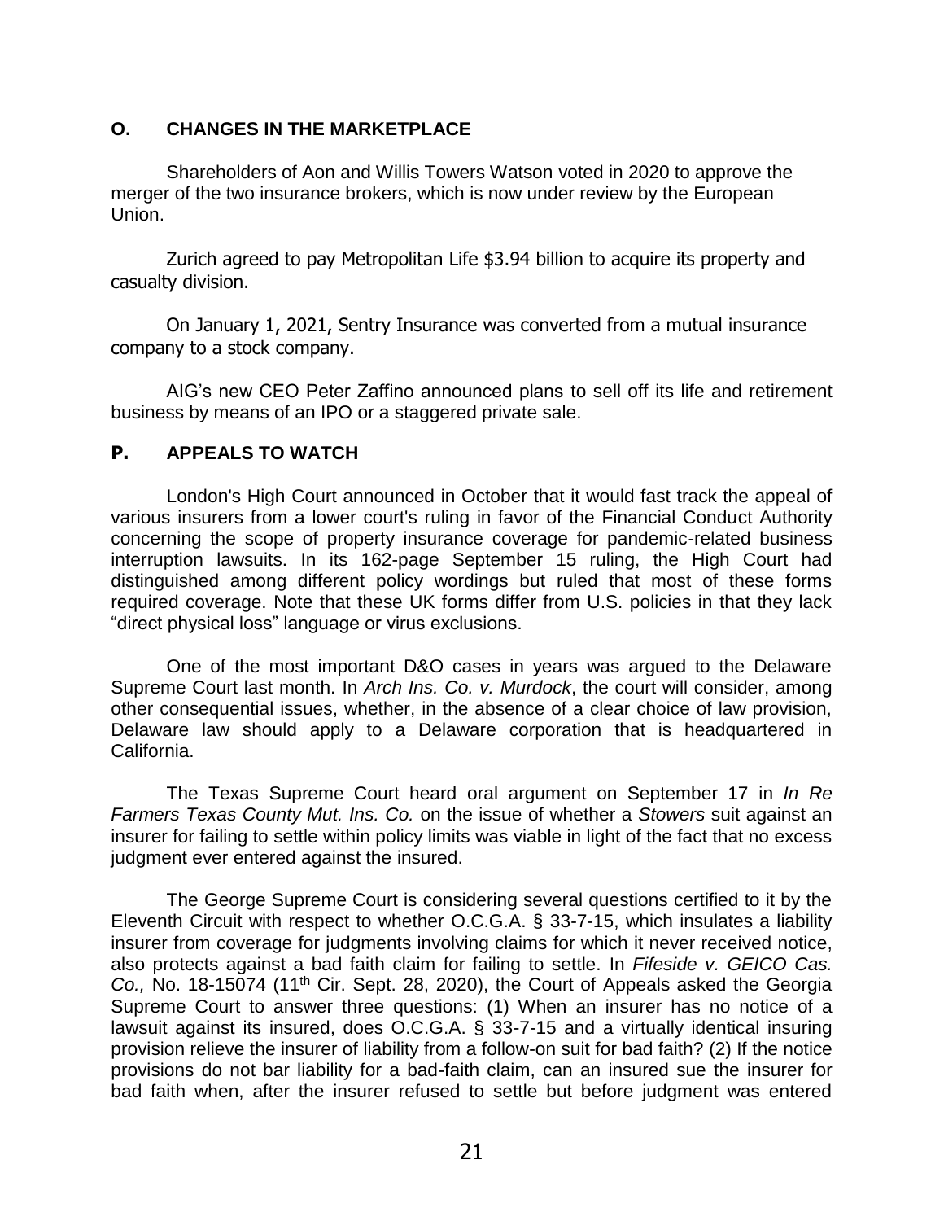## O. CHANGES IN THE MARKETPLACE

Shareholders of Aon and Willis Towers Watson voted in 2020 to approve the merger of the two insurance brokers, which is now under review by the European Union.

Zurich agreed to pay Metropolitan Life $3.94 billion to acquire its property and casualty division.

On January 1, 2021, Sentry Insurance was converted from a mutual insurance company to a stock company.

AIG's new CEO Peter Zaffino announced plans to sell off its life and retirement business by means of an IPO or a staggered private sale.

## P. APPEALS TO WATCH

London's High Court announced in October that it would fast track the appeal of various insurers from a lower court's ruling in favor of the Financial Conduct Authority concerning the scope of property insurance coverage for pandemic-related business interruption lawsuits. In its 162-page September 15 ruling, the High Court had distinguished among different policy wordings but ruled that most of these forms required coverage. Note that these UK forms differ from U.S. policies in that they lack "direct physical loss" language or virus exclusions.

One of the most important D&O cases in years was argued to the Delaware Supreme Court last month. In *Arch Ins. Co. v. Murdock*, the court will consider, among other consequential issues, whether, in the absence of a clear choice of law provision, Delaware law should apply to a Delaware corporation that is headquartered in California.

The Texas Supreme Court heard oral argument on September 17 in *In Re Farmers Texas County Mut. Ins. Co.* on the issue of whether a *Stowers* suit against an insurer for failing to settle within policy limits was viable in light of the fact that no excess judgment ever entered against the insured.

The George Supreme Court is considering several questions certified to it by the Eleventh Circuit with respect to whether O.C.G.A. § 33-7-15, which insulates a liability insurer from coverage for judgments involving claims for which it never received notice, also protects against a bad faith claim for failing to settle. In *Fifeside v. GEICO Cas. Co.,* No. 18-15074 (11th Cir. Sept. 28, 2020), the Court of Appeals asked the Georgia Supreme Court to answer three questions: (1) When an insurer has no notice of a lawsuit against its insured, does O.C.G.A. § 33-7-15 and a virtually identical insuring provision relieve the insurer of liability from a follow-on suit for bad faith? (2) If the notice provisions do not bar liability for a bad-faith claim, can an insured sue the insurer for bad faith when, after the insurer refused to settle but before judgment was entered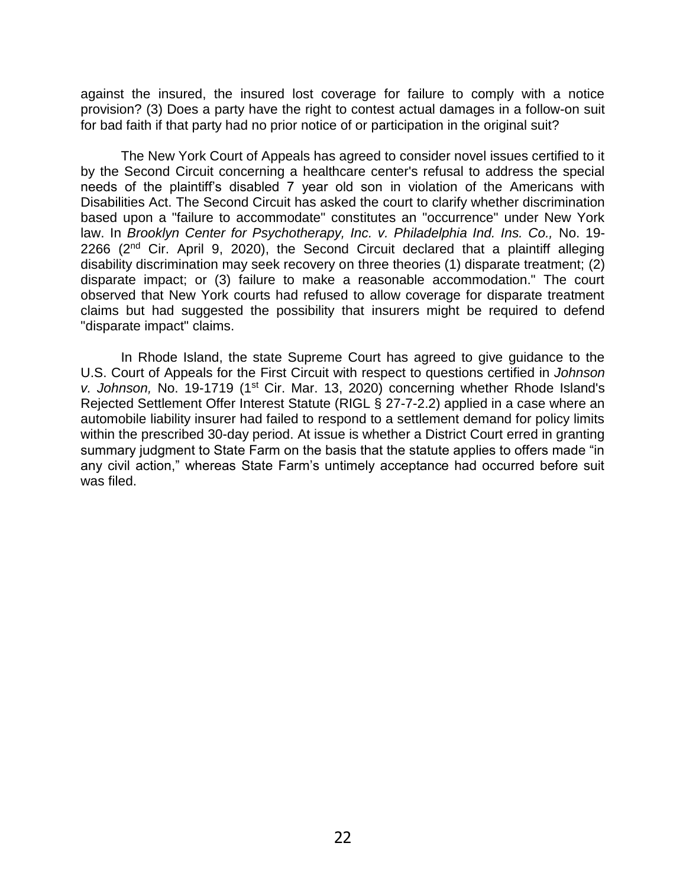against the insured, the insured lost coverage for failure to comply with a notice provision? (3) Does a party have the right to contest actual damages in a follow-on suit for bad faith if that party had no prior notice of or participation in the original suit?

The New York Court of Appeals has agreed to consider novel issues certified to it by the Second Circuit concerning a healthcare center's refusal to address the special needs of the plaintiff's disabled 7 year old son in violation of the Americans with Disabilities Act. The Second Circuit has asked the court to clarify whether discrimination based upon a "failure to accommodate" constitutes an "occurrence" under New York law. In *Brooklyn Center for Psychotherapy, Inc. v. Philadelphia Ind. Ins. Co.,* No. 19-2266 (2nd Cir. April 9, 2020), the Second Circuit declared that a plaintiff alleging disability discrimination may seek recovery on three theories (1) disparate treatment; (2) disparate impact; or (3) failure to make a reasonable accommodation." The court observed that New York courts had refused to allow coverage for disparate treatment claims but had suggested the possibility that insurers might be required to defend "disparate impact" claims.

In Rhode Island, the state Supreme Court has agreed to give guidance to the U.S. Court of Appeals for the First Circuit with respect to questions certified in *Johnson v. Johnson,* No. 19-1719 (1st Cir. Mar. 13, 2020) concerning whether Rhode Island's Rejected Settlement Offer Interest Statute (RIGL § 27-7-2.2) applied in a case where an automobile liability insurer had failed to respond to a settlement demand for policy limits within the prescribed 30-day period. At issue is whether a District Court erred in granting summary judgment to State Farm on the basis that the statute applies to offers made "in any civil action," whereas State Farm's untimely acceptance had occurred before suit was filed.